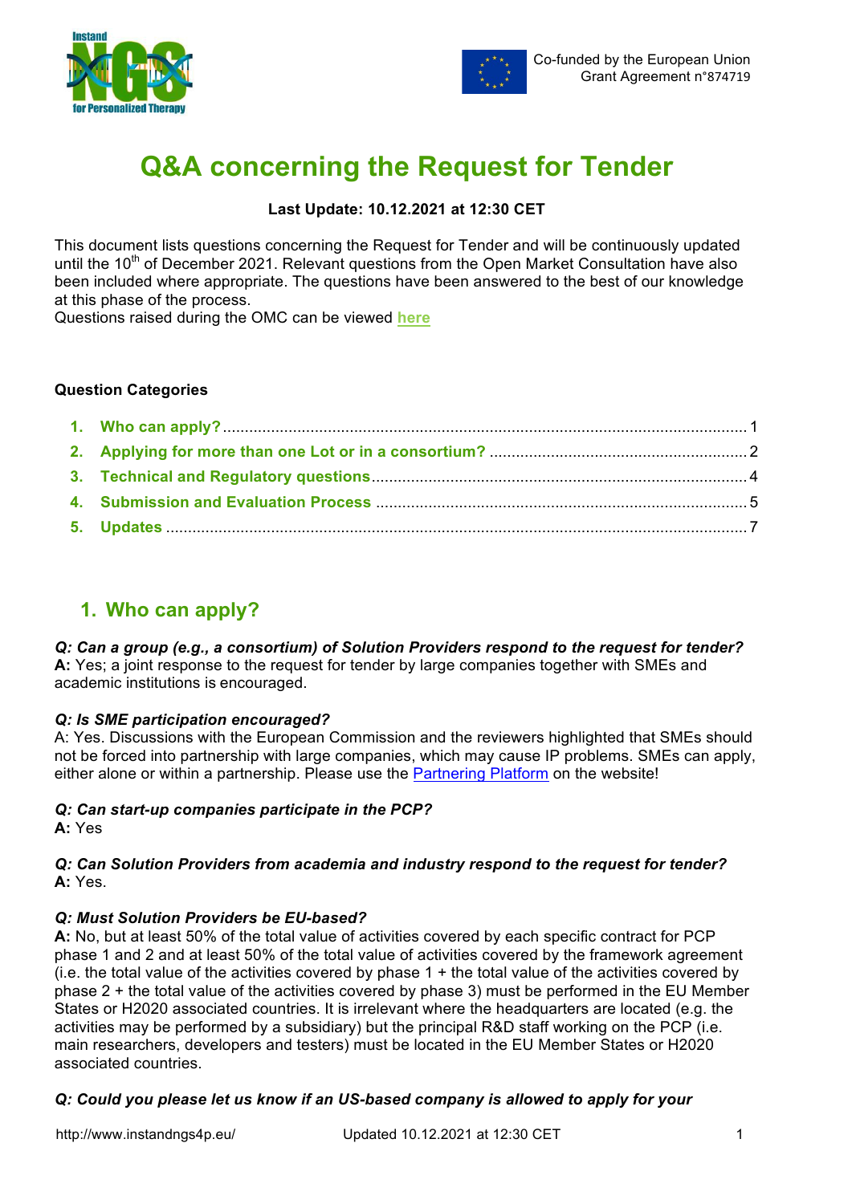Co-funded by the European Union
Grant Agreement n°874719

# Q&A concerning the Request for Tender

**Last Update: 10.12.2021 at 12:30 CET**

This document lists questions concerning the Request for Tender and will be continuously updated until the 10th of December 2021. Relevant questions from the Open Market Consultation have also been included where appropriate. The questions have been answered to the best of our knowledge at this phase of the process.
Questions raised during the OMC can be viewed **here**

**Question Categories**

1. **Who can apply?** .......... 1
2. **Applying for more than one Lot or in a consortium?** .......... 2
3. **Technical and Regulatory questions** .......... 4
4. **Submission and Evaluation Process** .......... 5
5. **Updates** .......... 7

## 1. Who can apply?

***Q: Can a group (e.g., a consortium) of Solution Providers respond to the request for tender?***
**A:** Yes; a joint response to the request for tender by large companies together with SMEs and academic institutions is encouraged.

***Q: Is SME participation encouraged?***
A: Yes. Discussions with the European Commission and the reviewers highlighted that SMEs should not be forced into partnership with large companies, which may cause IP problems. SMEs can apply, either alone or within a partnership. Please use the Partnering Platform on the website!

***Q: Can start-up companies participate in the PCP?***
**A:** Yes

***Q: Can Solution Providers from academia and industry respond to the request for tender?***
**A:** Yes.

***Q: Must Solution Providers be EU-based?***
**A:** No, but at least 50% of the total value of activities covered by each specific contract for PCP phase 1 and 2 and at least 50% of the total value of activities covered by the framework agreement (i.e. the total value of the activities covered by phase 1 + the total value of the activities covered by phase 2 + the total value of the activities covered by phase 3) must be performed in the EU Member States or H2020 associated countries. It is irrelevant where the headquarters are located (e.g. the activities may be performed by a subsidiary) but the principal R&D staff working on the PCP (i.e. main researchers, developers and testers) must be located in the EU Member States or H2020 associated countries.

***Q: Could you please let us know if an US-based company is allowed to apply for your***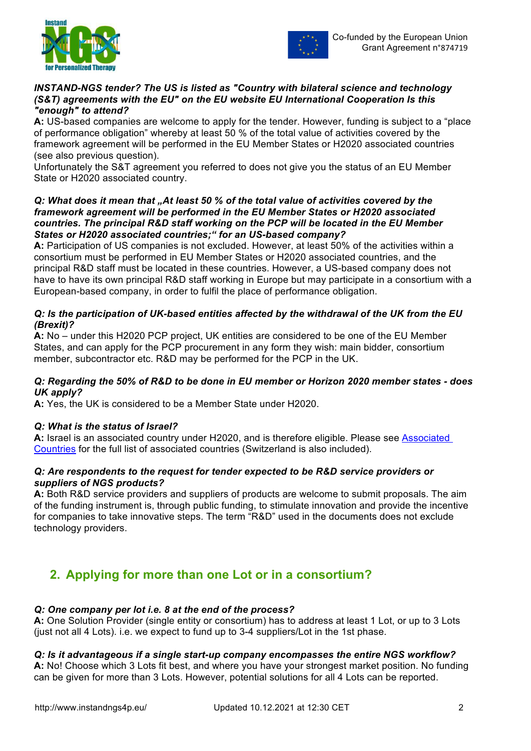***INSTAND-NGS tender? The US is listed as "Country with bilateral science and technology (S&T) agreements with the EU" on the EU website EU International Cooperation Is this "enough" to attend?***

**A:** US-based companies are welcome to apply for the tender. However, funding is subject to a “place of performance obligation” whereby at least 50 % of the total value of activities covered by the framework agreement will be performed in the EU Member States or H2020 associated countries (see also previous question).

Unfortunately the S&T agreement you referred to does not give you the status of an EU Member State or H2020 associated country.

***Q: What does it mean that „At least 50 % of the total value of activities covered by the framework agreement will be performed in the EU Member States or H2020 associated countries. The principal R&D staff working on the PCP will be located in the EU Member States or H2020 associated countries;“ for an US-based company?***

**A:** Participation of US companies is not excluded. However, at least 50% of the activities within a consortium must be performed in EU Member States or H2020 associated countries, and the principal R&D staff must be located in these countries. However, a US-based company does not have to have its own principal R&D staff working in Europe but may participate in a consortium with a European-based company, in order to fulfil the place of performance obligation.

***Q: Is the participation of UK-based entities affected by the withdrawal of the UK from the EU (Brexit)?***

**A:** No – under this H2020 PCP project, UK entities are considered to be one of the EU Member States, and can apply for the PCP procurement in any form they wish: main bidder, consortium member, subcontractor etc. R&D may be performed for the PCP in the UK.

***Q: Regarding the 50% of R&D to be done in EU member or Horizon 2020 member states - does UK apply?***

**A:** Yes, the UK is considered to be a Member State under H2020.

***Q: What is the status of Israel?***

**A:** Israel is an associated country under H2020, and is therefore eligible. Please see [Associated Countries] for the full list of associated countries (Switzerland is also included).

***Q: Are respondents to the request for tender expected to be R&D service providers or suppliers of NGS products?***

**A:** Both R&D service providers and suppliers of products are welcome to submit proposals. The aim of the funding instrument is, through public funding, to stimulate innovation and provide the incentive for companies to take innovative steps. The term “R&D” used in the documents does not exclude technology providers.

## 2. Applying for more than one Lot or in a consortium?

***Q: One company per lot i.e. 8 at the end of the process?***

**A:** One Solution Provider (single entity or consortium) has to address at least 1 Lot, or up to 3 Lots (just not all 4 Lots). i.e. we expect to fund up to 3-4 suppliers/Lot in the 1st phase.

***Q: Is it advantageous if a single start-up company encompasses the entire NGS workflow?***

**A:** No! Choose which 3 Lots fit best, and where you have your strongest market position. No funding can be given for more than 3 Lots. However, potential solutions for all 4 Lots can be reported.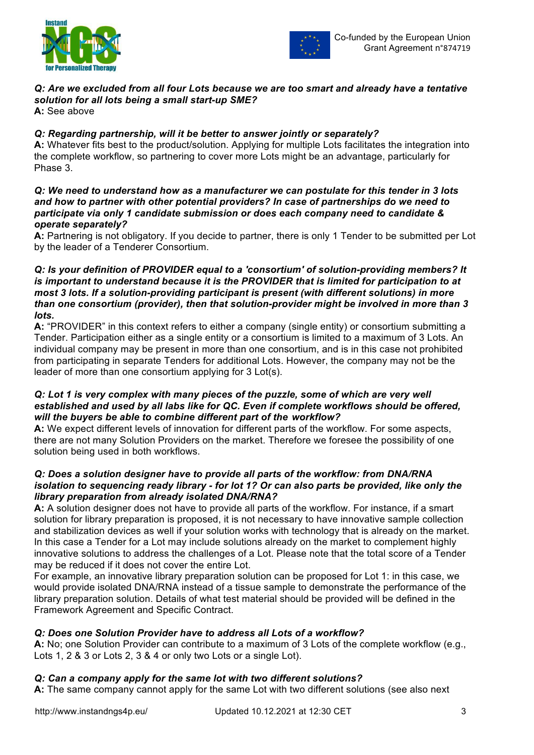***Q: Are we excluded from all four Lots because we are too smart and already have a tentative solution for all lots being a small start-up SME?***
**A:** See above

***Q: Regarding partnership, will it be better to answer jointly or separately?***
**A:** Whatever fits best to the product/solution. Applying for multiple Lots facilitates the integration into the complete workflow, so partnering to cover more Lots might be an advantage, particularly for Phase 3.

***Q: We need to understand how as a manufacturer we can postulate for this tender in 3 lots and how to partner with other potential providers? In case of partnerships do we need to participate via only 1 candidate submission or does each company need to candidate & operate separately?***
**A:** Partnering is not obligatory. If you decide to partner, there is only 1 Tender to be submitted per Lot by the leader of a Tenderer Consortium.

***Q: Is your definition of PROVIDER equal to a 'consortium' of solution-providing members? It is important to understand because it is the PROVIDER that is limited for participation to at most 3 lots. If a solution-providing participant is present (with different solutions) in more than one consortium (provider), then that solution-provider might be involved in more than 3 lots.***
**A:** "PROVIDER" in this context refers to either a company (single entity) or consortium submitting a Tender. Participation either as a single entity or a consortium is limited to a maximum of 3 Lots. An individual company may be present in more than one consortium, and is in this case not prohibited from participating in separate Tenders for additional Lots. However, the company may not be the leader of more than one consortium applying for 3 Lot(s).

***Q: Lot 1 is very complex with many pieces of the puzzle, some of which are very well established and used by all labs like for QC. Even if complete workflows should be offered, will the buyers be able to combine different part of the workflow?***
**A:** We expect different levels of innovation for different parts of the workflow. For some aspects, there are not many Solution Providers on the market. Therefore we foresee the possibility of one solution being used in both workflows.

***Q: Does a solution designer have to provide all parts of the workflow: from DNA/RNA isolation to sequencing ready library - for lot 1? Or can also parts be provided, like only the library preparation from already isolated DNA/RNA?***
**A:** A solution designer does not have to provide all parts of the workflow. For instance, if a smart solution for library preparation is proposed, it is not necessary to have innovative sample collection and stabilization devices as well if your solution works with technology that is already on the market. In this case a Tender for a Lot may include solutions already on the market to complement highly innovative solutions to address the challenges of a Lot. Please note that the total score of a Tender may be reduced if it does not cover the entire Lot.
For example, an innovative library preparation solution can be proposed for Lot 1: in this case, we would provide isolated DNA/RNA instead of a tissue sample to demonstrate the performance of the library preparation solution. Details of what test material should be provided will be defined in the Framework Agreement and Specific Contract.

***Q: Does one Solution Provider have to address all Lots of a workflow?***
**A:** No; one Solution Provider can contribute to a maximum of 3 Lots of the complete workflow (e.g., Lots 1, 2 & 3 or Lots 2, 3 & 4 or only two Lots or a single Lot).

***Q: Can a company apply for the same lot with two different solutions?***
**A:** The same company cannot apply for the same Lot with two different solutions (see also next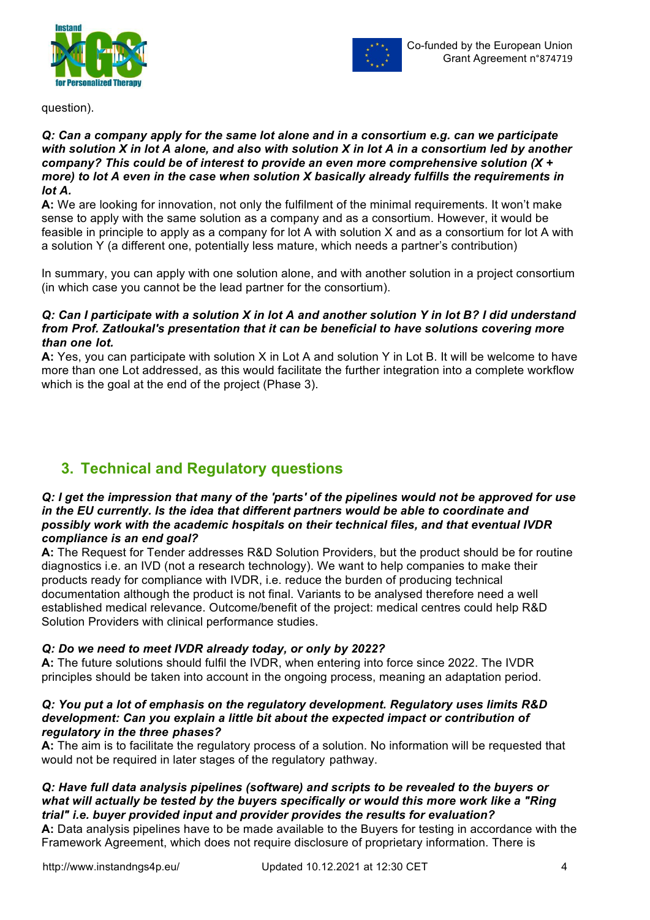question).

***Q: Can a company apply for the same lot alone and in a consortium e.g. can we participate with solution X in lot A alone, and also with solution X in lot A in a consortium led by another company? This could be of interest to provide an even more comprehensive solution (X + more) to lot A even in the case when solution X basically already fulfills the requirements in lot A.***

**A:** We are looking for innovation, not only the fulfilment of the minimal requirements. It won't make sense to apply with the same solution as a company and as a consortium. However, it would be feasible in principle to apply as a company for lot A with solution X and as a consortium for lot A with a solution Y (a different one, potentially less mature, which needs a partner's contribution)

In summary, you can apply with one solution alone, and with another solution in a project consortium (in which case you cannot be the lead partner for the consortium).

***Q: Can I participate with a solution X in lot A and another solution Y in lot B? I did understand from Prof. Zatloukal's presentation that it can be beneficial to have solutions covering more than one lot.***

**A:** Yes, you can participate with solution X in Lot A and solution Y in Lot B. It will be welcome to have more than one Lot addressed, as this would facilitate the further integration into a complete workflow which is the goal at the end of the project (Phase 3).

## 3. Technical and Regulatory questions

***Q: I get the impression that many of the 'parts' of the pipelines would not be approved for use in the EU currently. Is the idea that different partners would be able to coordinate and possibly work with the academic hospitals on their technical files, and that eventual IVDR compliance is an end goal?***

**A:** The Request for Tender addresses R&D Solution Providers, but the product should be for routine diagnostics i.e. an IVD (not a research technology). We want to help companies to make their products ready for compliance with IVDR, i.e. reduce the burden of producing technical documentation although the product is not final. Variants to be analysed therefore need a well established medical relevance. Outcome/benefit of the project: medical centres could help R&D Solution Providers with clinical performance studies.

***Q: Do we need to meet IVDR already today, or only by 2022?***

**A:** The future solutions should fulfil the IVDR, when entering into force since 2022. The IVDR principles should be taken into account in the ongoing process, meaning an adaptation period.

***Q: You put a lot of emphasis on the regulatory development. Regulatory uses limits R&D development: Can you explain a little bit about the expected impact or contribution of regulatory in the three phases?***

**A:** The aim is to facilitate the regulatory process of a solution. No information will be requested that would not be required in later stages of the regulatory pathway.

***Q: Have full data analysis pipelines (software) and scripts to be revealed to the buyers or what will actually be tested by the buyers specifically or would this more work like a "Ring trial" i.e. buyer provided input and provider provides the results for evaluation?***

**A:** Data analysis pipelines have to be made available to the Buyers for testing in accordance with the Framework Agreement, which does not require disclosure of proprietary information. There is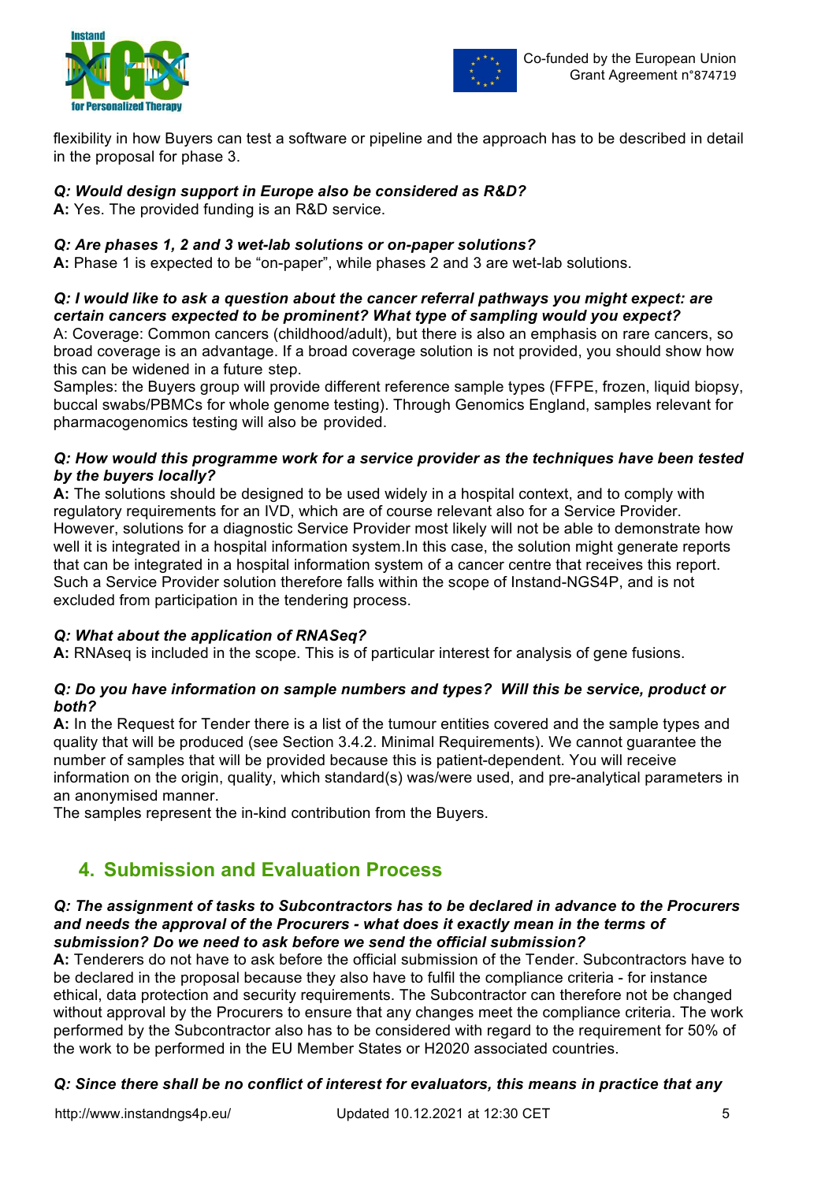flexibility in how Buyers can test a software or pipeline and the approach has to be described in detail in the proposal for phase 3.

***Q: Would design support in Europe also be considered as R&D?***
**A:** Yes. The provided funding is an R&D service.

***Q: Are phases 1, 2 and 3 wet-lab solutions or on-paper solutions?***
**A:** Phase 1 is expected to be "on-paper", while phases 2 and 3 are wet-lab solutions.

***Q: I would like to ask a question about the cancer referral pathways you might expect: are certain cancers expected to be prominent? What type of sampling would you expect?***
A: Coverage: Common cancers (childhood/adult), but there is also an emphasis on rare cancers, so broad coverage is an advantage. If a broad coverage solution is not provided, you should show how this can be widened in a future step.
Samples: the Buyers group will provide different reference sample types (FFPE, frozen, liquid biopsy, buccal swabs/PBMCs for whole genome testing). Through Genomics England, samples relevant for pharmacogenomics testing will also be provided.

***Q: How would this programme work for a service provider as the techniques have been tested by the buyers locally?***
**A:** The solutions should be designed to be used widely in a hospital context, and to comply with regulatory requirements for an IVD, which are of course relevant also for a Service Provider. However, solutions for a diagnostic Service Provider most likely will not be able to demonstrate how well it is integrated in a hospital information system.In this case, the solution might generate reports that can be integrated in a hospital information system of a cancer centre that receives this report. Such a Service Provider solution therefore falls within the scope of Instand-NGS4P, and is not excluded from participation in the tendering process.

***Q: What about the application of RNASeq?***
**A:** RNAseq is included in the scope. This is of particular interest for analysis of gene fusions.

***Q: Do you have information on sample numbers and types? Will this be service, product or both?***
**A:** In the Request for Tender there is a list of the tumour entities covered and the sample types and quality that will be produced (see Section 3.4.2. Minimal Requirements). We cannot guarantee the number of samples that will be provided because this is patient-dependent. You will receive information on the origin, quality, which standard(s) was/were used, and pre-analytical parameters in an anonymised manner.
The samples represent the in-kind contribution from the Buyers.

## 4. Submission and Evaluation Process

***Q: The assignment of tasks to Subcontractors has to be declared in advance to the Procurers and needs the approval of the Procurers - what does it exactly mean in the terms of submission? Do we need to ask before we send the official submission?***
**A:** Tenderers do not have to ask before the official submission of the Tender. Subcontractors have to be declared in the proposal because they also have to fulfil the compliance criteria - for instance ethical, data protection and security requirements. The Subcontractor can therefore not be changed without approval by the Procurers to ensure that any changes meet the compliance criteria. The work performed by the Subcontractor also has to be considered with regard to the requirement for 50% of the work to be performed in the EU Member States or H2020 associated countries.

***Q: Since there shall be no conflict of interest for evaluators, this means in practice that any***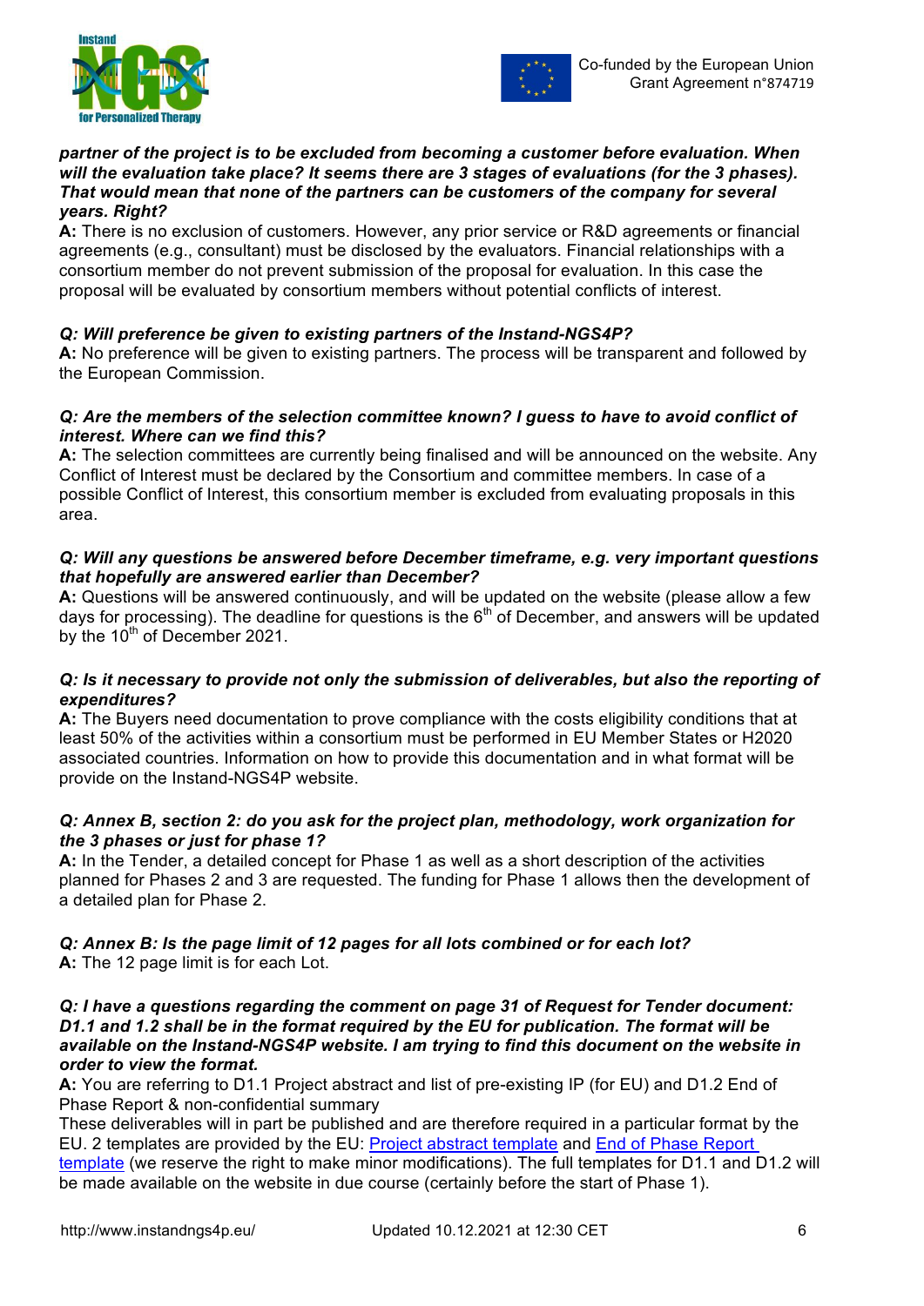***partner of the project is to be excluded from becoming a customer before evaluation. When will the evaluation take place? It seems there are 3 stages of evaluations (for the 3 phases). That would mean that none of the partners can be customers of the company for several years. Right?***

**A:** There is no exclusion of customers. However, any prior service or R&D agreements or financial agreements (e.g., consultant) must be disclosed by the evaluators. Financial relationships with a consortium member do not prevent submission of the proposal for evaluation. In this case the proposal will be evaluated by consortium members without potential conflicts of interest.

***Q: Will preference be given to existing partners of the Instand-NGS4P?***

**A:** No preference will be given to existing partners. The process will be transparent and followed by the European Commission.

***Q: Are the members of the selection committee known? I guess to have to avoid conflict of interest. Where can we find this?***

**A:** The selection committees are currently being finalised and will be announced on the website. Any Conflict of Interest must be declared by the Consortium and committee members. In case of a possible Conflict of Interest, this consortium member is excluded from evaluating proposals in this area.

***Q: Will any questions be answered before December timeframe, e.g. very important questions that hopefully are answered earlier than December?***

**A:** Questions will be answered continuously, and will be updated on the website (please allow a few days for processing). The deadline for questions is the 6th of December, and answers will be updated by the 10th of December 2021.

***Q: Is it necessary to provide not only the submission of deliverables, but also the reporting of expenditures?***

**A:** The Buyers need documentation to prove compliance with the costs eligibility conditions that at least 50% of the activities within a consortium must be performed in EU Member States or H2020 associated countries. Information on how to provide this documentation and in what format will be provide on the Instand-NGS4P website.

***Q: Annex B, section 2: do you ask for the project plan, methodology, work organization for the 3 phases or just for phase 1?***

**A:** In the Tender, a detailed concept for Phase 1 as well as a short description of the activities planned for Phases 2 and 3 are requested. The funding for Phase 1 allows then the development of a detailed plan for Phase 2.

***Q: Annex B: Is the page limit of 12 pages for all lots combined or for each lot?***

**A:** The 12 page limit is for each Lot.

***Q: I have a questions regarding the comment on page 31 of Request for Tender document: D1.1 and 1.2 shall be in the format required by the EU for publication. The format will be available on the Instand-NGS4P website. I am trying to find this document on the website in order to view the format.***

**A:** You are referring to D1.1 Project abstract and list of pre-existing IP (for EU) and D1.2 End of Phase Report & non-confidential summary

These deliverables will in part be published and are therefore required in a particular format by the EU. 2 templates are provided by the EU: Project abstract template and End of Phase Report template (we reserve the right to make minor modifications). The full templates for D1.1 and D1.2 will be made available on the website in due course (certainly before the start of Phase 1).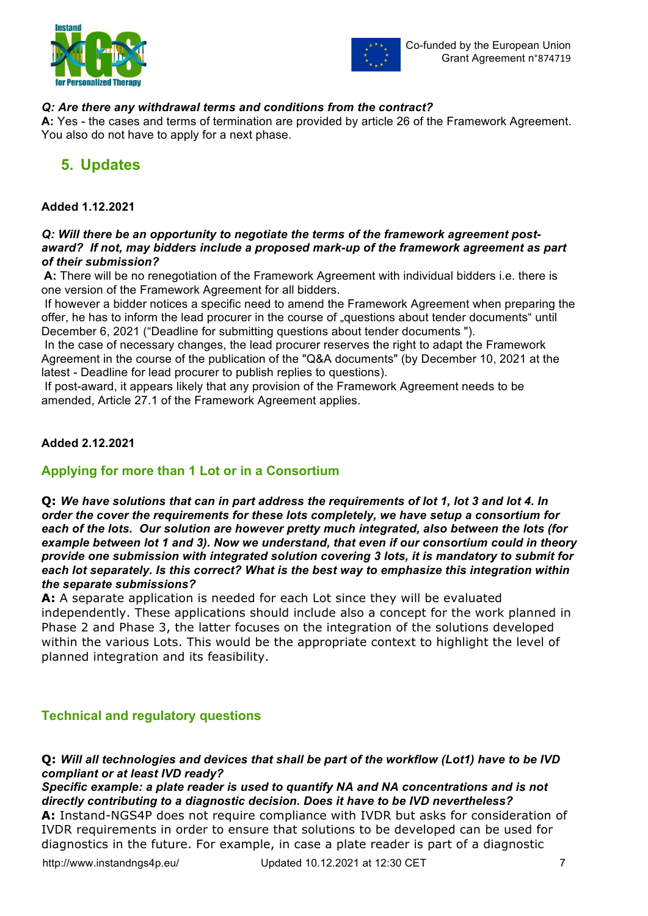***Q: Are there any withdrawal terms and conditions from the contract?***
**A:** Yes - the cases and terms of termination are provided by article 26 of the Framework Agreement. You also do not have to apply for a next phase.

## 5. Updates

**Added 1.12.2021**

***Q: Will there be an opportunity to negotiate the terms of the framework agreement post-award? If not, may bidders include a proposed mark-up of the framework agreement as part of their submission?***

**A:** There will be no renegotiation of the Framework Agreement with individual bidders i.e. there is one version of the Framework Agreement for all bidders.

If however a bidder notices a specific need to amend the Framework Agreement when preparing the offer, he has to inform the lead procurer in the course of „questions about tender documents" until December 6, 2021 ("Deadline for submitting questions about tender documents ").

In the case of necessary changes, the lead procurer reserves the right to adapt the Framework Agreement in the course of the publication of the "Q&A documents" (by December 10, 2021 at the latest - Deadline for lead procurer to publish replies to questions).

If post-award, it appears likely that any provision of the Framework Agreement needs to be amended, Article 27.1 of the Framework Agreement applies.

**Added 2.12.2021**

### Applying for more than 1 Lot or in a Consortium

**Q:** ***We have solutions that can in part address the requirements of lot 1, lot 3 and lot 4. In order the cover the requirements for these lots completely, we have setup a consortium for each of the lots. Our solution are however pretty much integrated, also between the lots (for example between lot 1 and 3). Now we understand, that even if our consortium could in theory provide one submission with integrated solution covering 3 lots, it is mandatory to submit for each lot separately. Is this correct? What is the best way to emphasize this integration within the separate submissions?***

**A:** A separate application is needed for each Lot since they will be evaluated independently. These applications should include also a concept for the work planned in Phase 2 and Phase 3, the latter focuses on the integration of the solutions developed within the various Lots. This would be the appropriate context to highlight the level of planned integration and its feasibility.

### Technical and regulatory questions

**Q:** ***Will all technologies and devices that shall be part of the workflow (Lot1) have to be IVD compliant or at least IVD ready?***
***Specific example: a plate reader is used to quantify NA and NA concentrations and is not directly contributing to a diagnostic decision. Does it have to be IVD nevertheless?***

**A:** Instand-NGS4P does not require compliance with IVDR but asks for consideration of IVDR requirements in order to ensure that solutions to be developed can be used for diagnostics in the future. For example, in case a plate reader is part of a diagnostic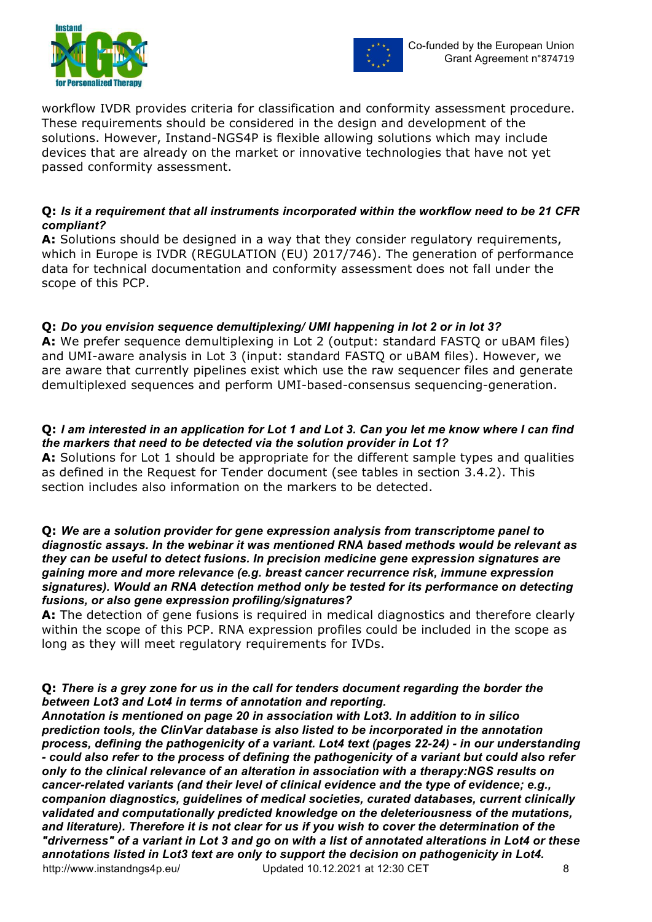workflow IVDR provides criteria for classification and conformity assessment procedure. These requirements should be considered in the design and development of the solutions. However, Instand-NGS4P is flexible allowing solutions which may include devices that are already on the market or innovative technologies that have not yet passed conformity assessment.

**Q:** ***Is it a requirement that all instruments incorporated within the workflow need to be 21 CFR compliant?***
**A:** Solutions should be designed in a way that they consider regulatory requirements, which in Europe is IVDR (REGULATION (EU) 2017/746). The generation of performance data for technical documentation and conformity assessment does not fall under the scope of this PCP.

**Q:** ***Do you envision sequence demultiplexing/ UMI happening in lot 2 or in lot 3?***
**A:** We prefer sequence demultiplexing in Lot 2 (output: standard FASTQ or uBAM files) and UMI-aware analysis in Lot 3 (input: standard FASTQ or uBAM files). However, we are aware that currently pipelines exist which use the raw sequencer files and generate demultiplexed sequences and perform UMI-based-consensus sequencing-generation.

**Q:** ***I am interested in an application for Lot 1 and Lot 3. Can you let me know where I can find the markers that need to be detected via the solution provider in Lot 1?***
**A:** Solutions for Lot 1 should be appropriate for the different sample types and qualities as defined in the Request for Tender document (see tables in section 3.4.2). This section includes also information on the markers to be detected.

**Q:** ***We are a solution provider for gene expression analysis from transcriptome panel to diagnostic assays. In the webinar it was mentioned RNA based methods would be relevant as they can be useful to detect fusions. In precision medicine gene expression signatures are gaining more and more relevance (e.g. breast cancer recurrence risk, immune expression signatures). Would an RNA detection method only be tested for its performance on detecting fusions, or also gene expression profiling/signatures?***
**A:** The detection of gene fusions is required in medical diagnostics and therefore clearly within the scope of this PCP. RNA expression profiles could be included in the scope as long as they will meet regulatory requirements for IVDs.

**Q:** ***There is a grey zone for us in the call for tenders document regarding the border the between Lot3 and Lot4 in terms of annotation and reporting.***
***Annotation is mentioned on page 20 in association with Lot3. In addition to in silico prediction tools, the ClinVar database is also listed to be incorporated in the annotation process, defining the pathogenicity of a variant. Lot4 text (pages 22-24) - in our understanding - could also refer to the process of defining the pathogenicity of a variant but could also refer only to the clinical relevance of an alteration in association with a therapy:NGS results on cancer-related variants (and their level of clinical evidence and the type of evidence; e.g., companion diagnostics, guidelines of medical societies, curated databases, current clinically validated and computationally predicted knowledge on the deleteriousness of the mutations, and literature). Therefore it is not clear for us if you wish to cover the determination of the "driverness" of a variant in Lot 3 and go on with a list of annotated alterations in Lot4 or these annotations listed in Lot3 text are only to support the decision on pathogenicity in Lot4.***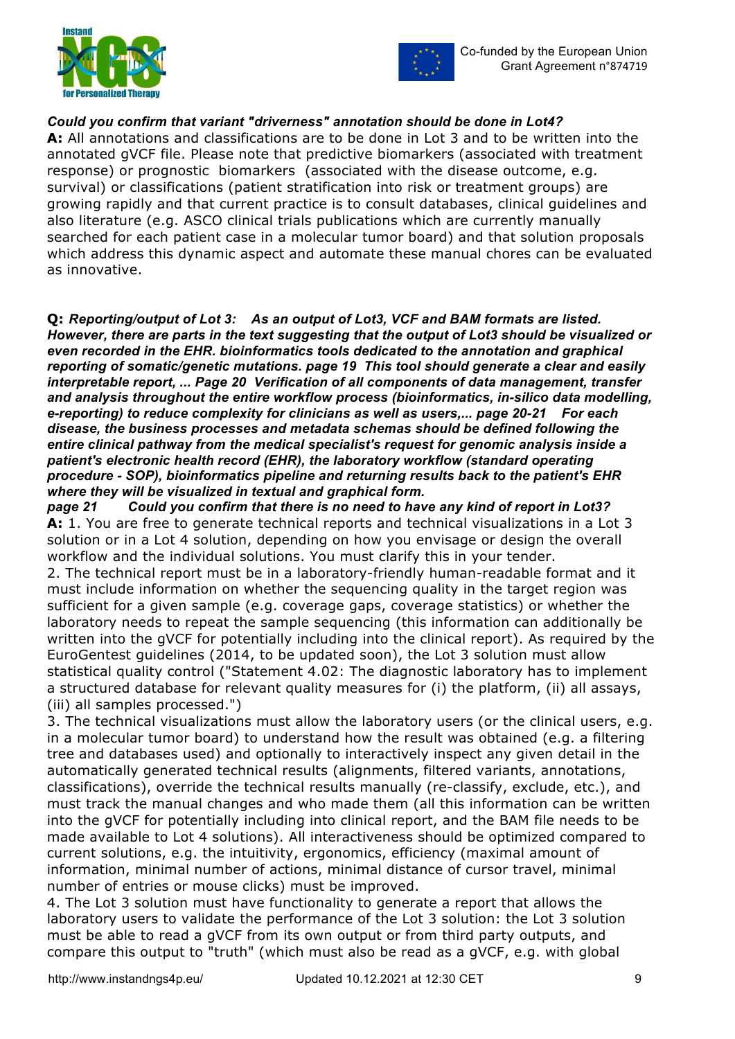***Could you confirm that variant "driverness" annotation should be done in Lot4?***

**A:** All annotations and classifications are to be done in Lot 3 and to be written into the annotated gVCF file. Please note that predictive biomarkers (associated with treatment response) or prognostic biomarkers (associated with the disease outcome, e.g. survival) or classifications (patient stratification into risk or treatment groups) are growing rapidly and that current practice is to consult databases, clinical guidelines and also literature (e.g. ASCO clinical trials publications which are currently manually searched for each patient case in a molecular tumor board) and that solution proposals which address this dynamic aspect and automate these manual chores can be evaluated as innovative.

**Q:** ***Reporting/output of Lot 3: As an output of Lot3, VCF and BAM formats are listed. However, there are parts in the text suggesting that the output of Lot3 should be visualized or even recorded in the EHR. bioinformatics tools dedicated to the annotation and graphical reporting of somatic/genetic mutations. page 19 This tool should generate a clear and easily interpretable report, ... Page 20 Verification of all components of data management, transfer and analysis throughout the entire workflow process (bioinformatics, in-silico data modelling, e-reporting) to reduce complexity for clinicians as well as users,... page 20-21 For each disease, the business processes and metadata schemas should be defined following the entire clinical pathway from the medical specialist's request for genomic analysis inside a patient's electronic health record (EHR), the laboratory workflow (standard operating procedure - SOP), bioinformatics pipeline and returning results back to the patient's EHR where they will be visualized in textual and graphical form. page 21 Could you confirm that there is no need to have any kind of report in Lot3?***

**A:** 1. You are free to generate technical reports and technical visualizations in a Lot 3 solution or in a Lot 4 solution, depending on how you envisage or design the overall workflow and the individual solutions. You must clarify this in your tender.

2. The technical report must be in a laboratory-friendly human-readable format and it must include information on whether the sequencing quality in the target region was sufficient for a given sample (e.g. coverage gaps, coverage statistics) or whether the laboratory needs to repeat the sample sequencing (this information can additionally be written into the gVCF for potentially including into the clinical report). As required by the EuroGentest guidelines (2014, to be updated soon), the Lot 3 solution must allow statistical quality control ("Statement 4.02: The diagnostic laboratory has to implement a structured database for relevant quality measures for (i) the platform, (ii) all assays, (iii) all samples processed.")

3. The technical visualizations must allow the laboratory users (or the clinical users, e.g. in a molecular tumor board) to understand how the result was obtained (e.g. a filtering tree and databases used) and optionally to interactively inspect any given detail in the automatically generated technical results (alignments, filtered variants, annotations, classifications), override the technical results manually (re-classify, exclude, etc.), and must track the manual changes and who made them (all this information can be written into the gVCF for potentially including into clinical report, and the BAM file needs to be made available to Lot 4 solutions). All interactiveness should be optimized compared to current solutions, e.g. the intuitivity, ergonomics, efficiency (maximal amount of information, minimal number of actions, minimal distance of cursor travel, minimal number of entries or mouse clicks) must be improved.

4. The Lot 3 solution must have functionality to generate a report that allows the laboratory users to validate the performance of the Lot 3 solution: the Lot 3 solution must be able to read a gVCF from its own output or from third party outputs, and compare this output to "truth" (which must also be read as a gVCF, e.g. with global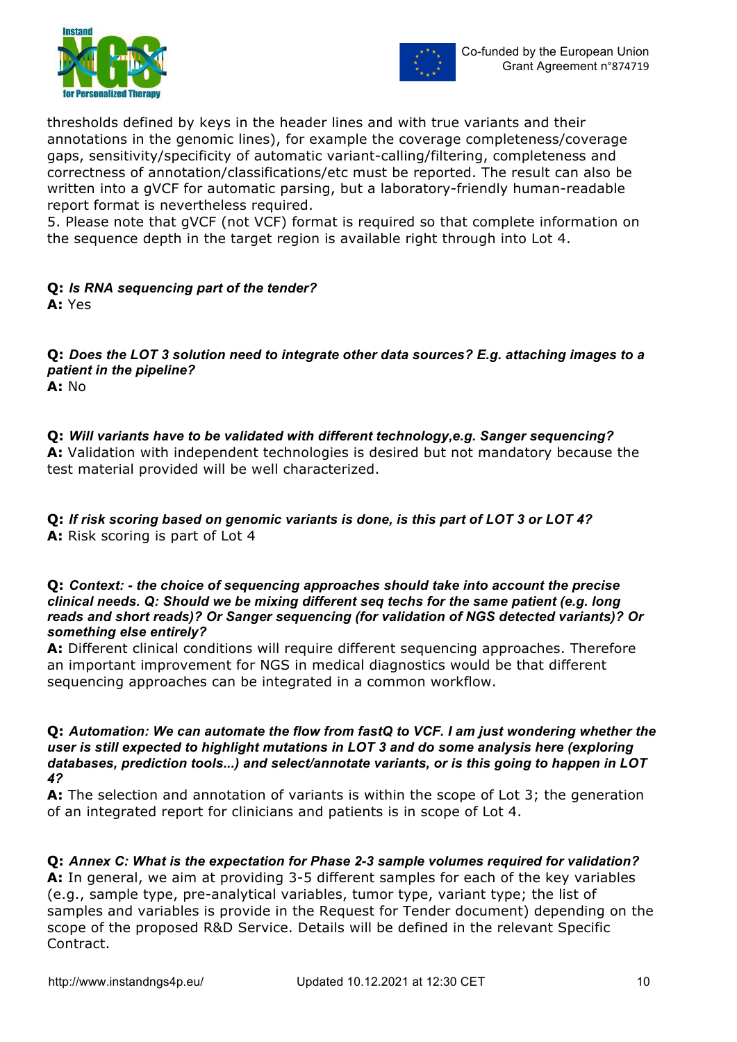thresholds defined by keys in the header lines and with true variants and their annotations in the genomic lines), for example the coverage completeness/coverage gaps, sensitivity/specificity of automatic variant-calling/filtering, completeness and correctness of annotation/classifications/etc must be reported. The result can also be written into a gVCF for automatic parsing, but a laboratory-friendly human-readable report format is nevertheless required.
5. Please note that gVCF (not VCF) format is required so that complete information on the sequence depth in the target region is available right through into Lot 4.

**Q:** ***Is RNA sequencing part of the tender?***
**A:** Yes

**Q:** ***Does the LOT 3 solution need to integrate other data sources? E.g. attaching images to a patient in the pipeline?***
**A:** No

**Q:** ***Will variants have to be validated with different technology,e.g. Sanger sequencing?***
**A:** Validation with independent technologies is desired but not mandatory because the test material provided will be well characterized.

**Q:** ***If risk scoring based on genomic variants is done, is this part of LOT 3 or LOT 4?***
**A:** Risk scoring is part of Lot 4

**Q:** ***Context: - the choice of sequencing approaches should take into account the precise clinical needs. Q: Should we be mixing different seq techs for the same patient (e.g. long reads and short reads)? Or Sanger sequencing (for validation of NGS detected variants)? Or something else entirely?***
**A:** Different clinical conditions will require different sequencing approaches. Therefore an important improvement for NGS in medical diagnostics would be that different sequencing approaches can be integrated in a common workflow.

**Q:** ***Automation: We can automate the flow from fastQ to VCF. I am just wondering whether the user is still expected to highlight mutations in LOT 3 and do some analysis here (exploring databases, prediction tools...) and select/annotate variants, or is this going to happen in LOT 4?***
**A:** The selection and annotation of variants is within the scope of Lot 3; the generation of an integrated report for clinicians and patients is in scope of Lot 4.

**Q:** ***Annex C: What is the expectation for Phase 2-3 sample volumes required for validation?***
**A:** In general, we aim at providing 3-5 different samples for each of the key variables (e.g., sample type, pre-analytical variables, tumor type, variant type; the list of samples and variables is provide in the Request for Tender document) depending on the scope of the proposed R&D Service. Details will be defined in the relevant Specific Contract.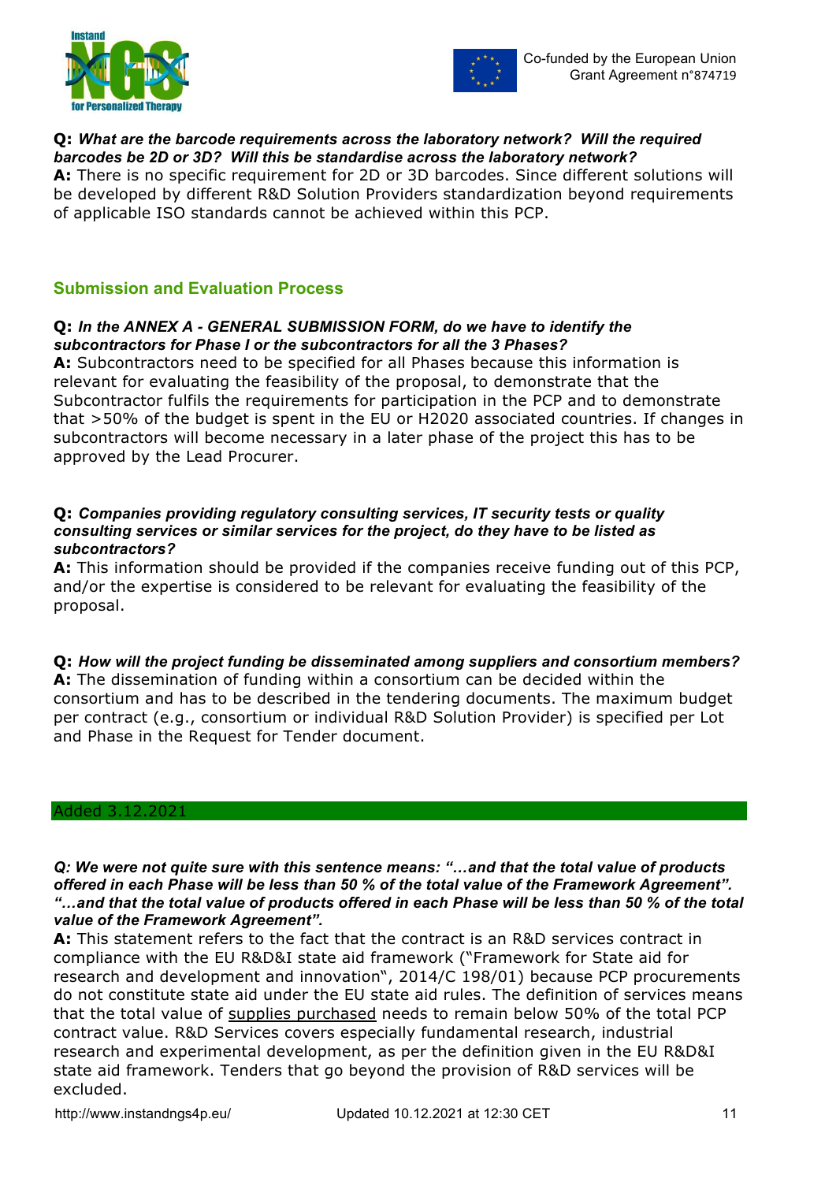**Q:** ***What are the barcode requirements across the laboratory network? Will the required barcodes be 2D or 3D? Will this be standardise across the laboratory network?***
**A:** There is no specific requirement for 2D or 3D barcodes. Since different solutions will be developed by different R&D Solution Providers standardization beyond requirements of applicable ISO standards cannot be achieved within this PCP.

## Submission and Evaluation Process

**Q:** ***In the ANNEX A - GENERAL SUBMISSION FORM, do we have to identify the subcontractors for Phase I or the subcontractors for all the 3 Phases?***
**A:** Subcontractors need to be specified for all Phases because this information is relevant for evaluating the feasibility of the proposal, to demonstrate that the Subcontractor fulfils the requirements for participation in the PCP and to demonstrate that >50% of the budget is spent in the EU or H2020 associated countries. If changes in subcontractors will become necessary in a later phase of the project this has to be approved by the Lead Procurer.

**Q:** ***Companies providing regulatory consulting services, IT security tests or quality consulting services or similar services for the project, do they have to be listed as subcontractors?***
**A:** This information should be provided if the companies receive funding out of this PCP, and/or the expertise is considered to be relevant for evaluating the feasibility of the proposal.

**Q:** ***How will the project funding be disseminated among suppliers and consortium members?***
**A:** The dissemination of funding within a consortium can be decided within the consortium and has to be described in the tendering documents. The maximum budget per contract (e.g., consortium or individual R&D Solution Provider) is specified per Lot and Phase in the Request for Tender document.

Added 3.12.2021

***Q: We were not quite sure with this sentence means: "…and that the total value of products offered in each Phase will be less than 50 % of the total value of the Framework Agreement". "…and that the total value of products offered in each Phase will be less than 50 % of the total value of the Framework Agreement".***
**A:** This statement refers to the fact that the contract is an R&D services contract in compliance with the EU R&D&I state aid framework ("Framework for State aid for research and development and innovation", 2014/C 198/01) because PCP procurements do not constitute state aid under the EU state aid rules. The definition of services means that the total value of supplies purchased needs to remain below 50% of the total PCP contract value. R&D Services covers especially fundamental research, industrial research and experimental development, as per the definition given in the EU R&D&I state aid framework. Tenders that go beyond the provision of R&D services will be excluded.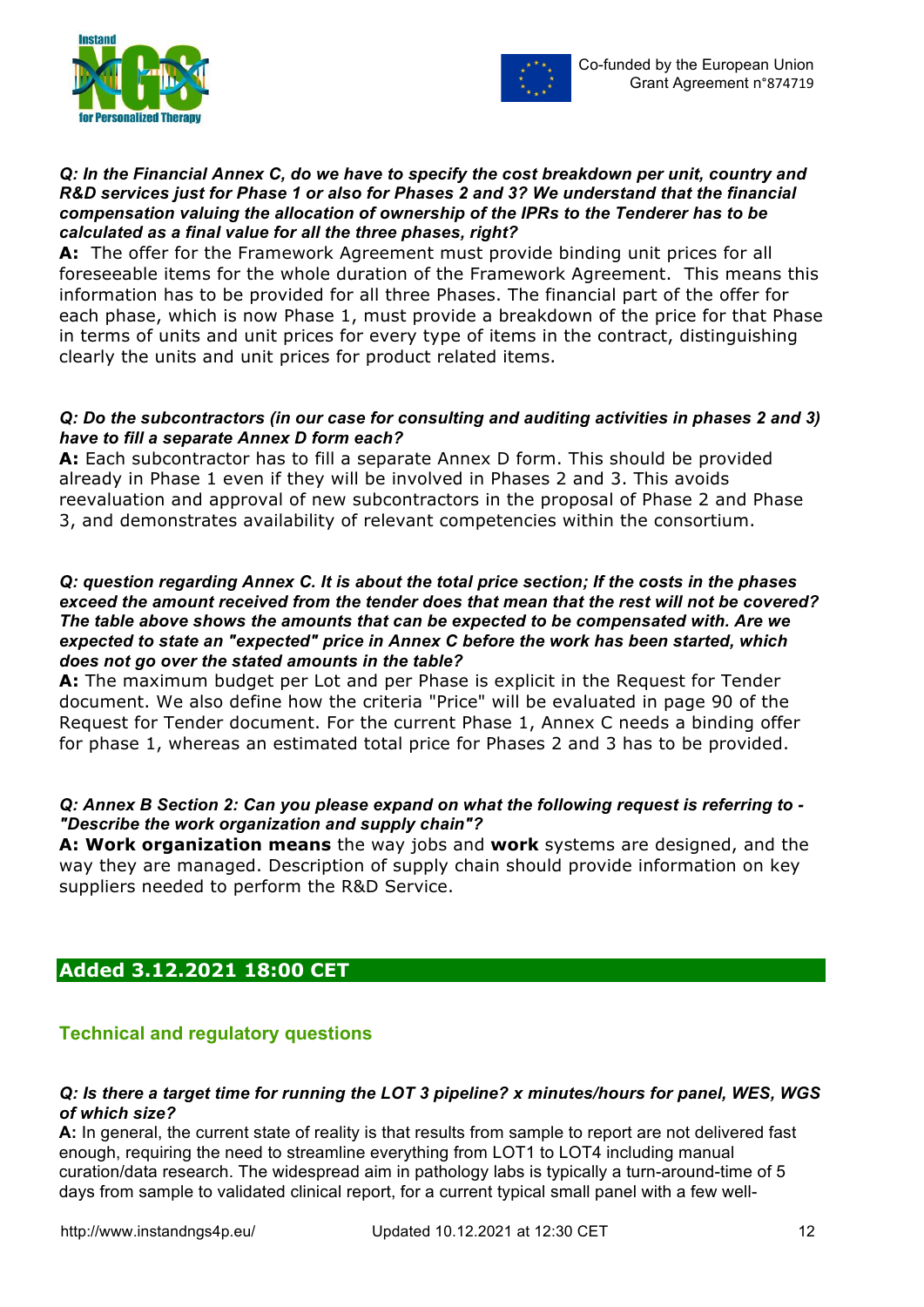***Q: In the Financial Annex C, do we have to specify the cost breakdown per unit, country and R&D services just for Phase 1 or also for Phases 2 and 3? We understand that the financial compensation valuing the allocation of ownership of the IPRs to the Tenderer has to be calculated as a final value for all the three phases, right?***

**A:** The offer for the Framework Agreement must provide binding unit prices for all foreseeable items for the whole duration of the Framework Agreement. This means this information has to be provided for all three Phases. The financial part of the offer for each phase, which is now Phase 1, must provide a breakdown of the price for that Phase in terms of units and unit prices for every type of items in the contract, distinguishing clearly the units and unit prices for product related items.

***Q: Do the subcontractors (in our case for consulting and auditing activities in phases 2 and 3) have to fill a separate Annex D form each?***

**A:** Each subcontractor has to fill a separate Annex D form. This should be provided already in Phase 1 even if they will be involved in Phases 2 and 3. This avoids reevaluation and approval of new subcontractors in the proposal of Phase 2 and Phase 3, and demonstrates availability of relevant competencies within the consortium.

***Q: question regarding Annex C. It is about the total price section; If the costs in the phases exceed the amount received from the tender does that mean that the rest will not be covered? The table above shows the amounts that can be expected to be compensated with. Are we expected to state an "expected" price in Annex C before the work has been started, which does not go over the stated amounts in the table?***

**A:** The maximum budget per Lot and per Phase is explicit in the Request for Tender document. We also define how the criteria "Price" will be evaluated in page 90 of the Request for Tender document. For the current Phase 1, Annex C needs a binding offer for phase 1, whereas an estimated total price for Phases 2 and 3 has to be provided.

***Q: Annex B Section 2: Can you please expand on what the following request is referring to - "Describe the work organization and supply chain"?***

**A: Work organization means** the way jobs and **work** systems are designed, and the way they are managed. Description of supply chain should provide information on key suppliers needed to perform the R&D Service.

## Added 3.12.2021 18:00 CET

### Technical and regulatory questions

***Q: Is there a target time for running the LOT 3 pipeline? x minutes/hours for panel, WES, WGS of which size?***

**A:** In general, the current state of reality is that results from sample to report are not delivered fast enough, requiring the need to streamline everything from LOT1 to LOT4 including manual curation/data research. The widespread aim in pathology labs is typically a turn-around-time of 5 days from sample to validated clinical report, for a current typical small panel with a few well-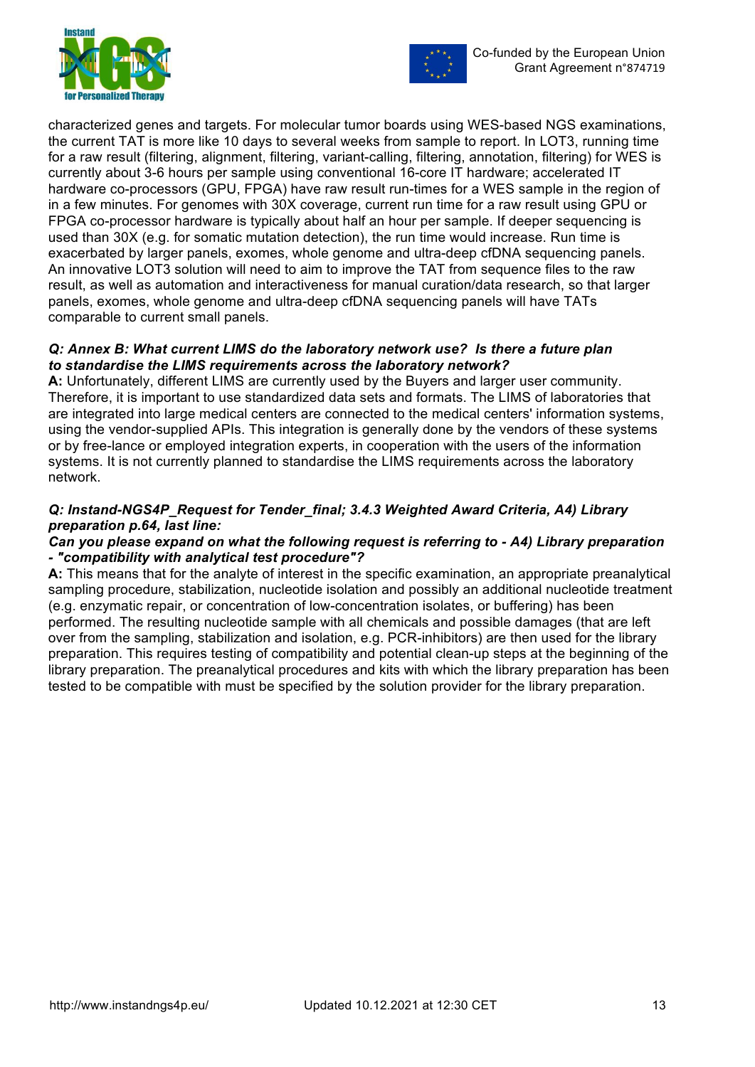characterized genes and targets. For molecular tumor boards using WES-based NGS examinations, the current TAT is more like 10 days to several weeks from sample to report. In LOT3, running time for a raw result (filtering, alignment, filtering, variant-calling, filtering, annotation, filtering) for WES is currently about 3-6 hours per sample using conventional 16-core IT hardware; accelerated IT hardware co-processors (GPU, FPGA) have raw result run-times for a WES sample in the region of in a few minutes. For genomes with 30X coverage, current run time for a raw result using GPU or FPGA co-processor hardware is typically about half an hour per sample. If deeper sequencing is used than 30X (e.g. for somatic mutation detection), the run time would increase. Run time is exacerbated by larger panels, exomes, whole genome and ultra-deep cfDNA sequencing panels. An innovative LOT3 solution will need to aim to improve the TAT from sequence files to the raw result, as well as automation and interactiveness for manual curation/data research, so that larger panels, exomes, whole genome and ultra-deep cfDNA sequencing panels will have TATs comparable to current small panels.

***Q: Annex B: What current LIMS do the laboratory network use? Is there a future plan to standardise the LIMS requirements across the laboratory network?***

**A:** Unfortunately, different LIMS are currently used by the Buyers and larger user community. Therefore, it is important to use standardized data sets and formats. The LIMS of laboratories that are integrated into large medical centers are connected to the medical centers' information systems, using the vendor-supplied APIs. This integration is generally done by the vendors of these systems or by free-lance or employed integration experts, in cooperation with the users of the information systems. It is not currently planned to standardise the LIMS requirements across the laboratory network.

***Q: Instand-NGS4P_Request for Tender_final; 3.4.3 Weighted Award Criteria, A4) Library preparation p.64, last line:***

***Can you please expand on what the following request is referring to - A4) Library preparation - "compatibility with analytical test procedure"?***

**A:** This means that for the analyte of interest in the specific examination, an appropriate preanalytical sampling procedure, stabilization, nucleotide isolation and possibly an additional nucleotide treatment (e.g. enzymatic repair, or concentration of low-concentration isolates, or buffering) has been performed. The resulting nucleotide sample with all chemicals and possible damages (that are left over from the sampling, stabilization and isolation, e.g. PCR-inhibitors) are then used for the library preparation. This requires testing of compatibility and potential clean-up steps at the beginning of the library preparation. The preanalytical procedures and kits with which the library preparation has been tested to be compatible with must be specified by the solution provider for the library preparation.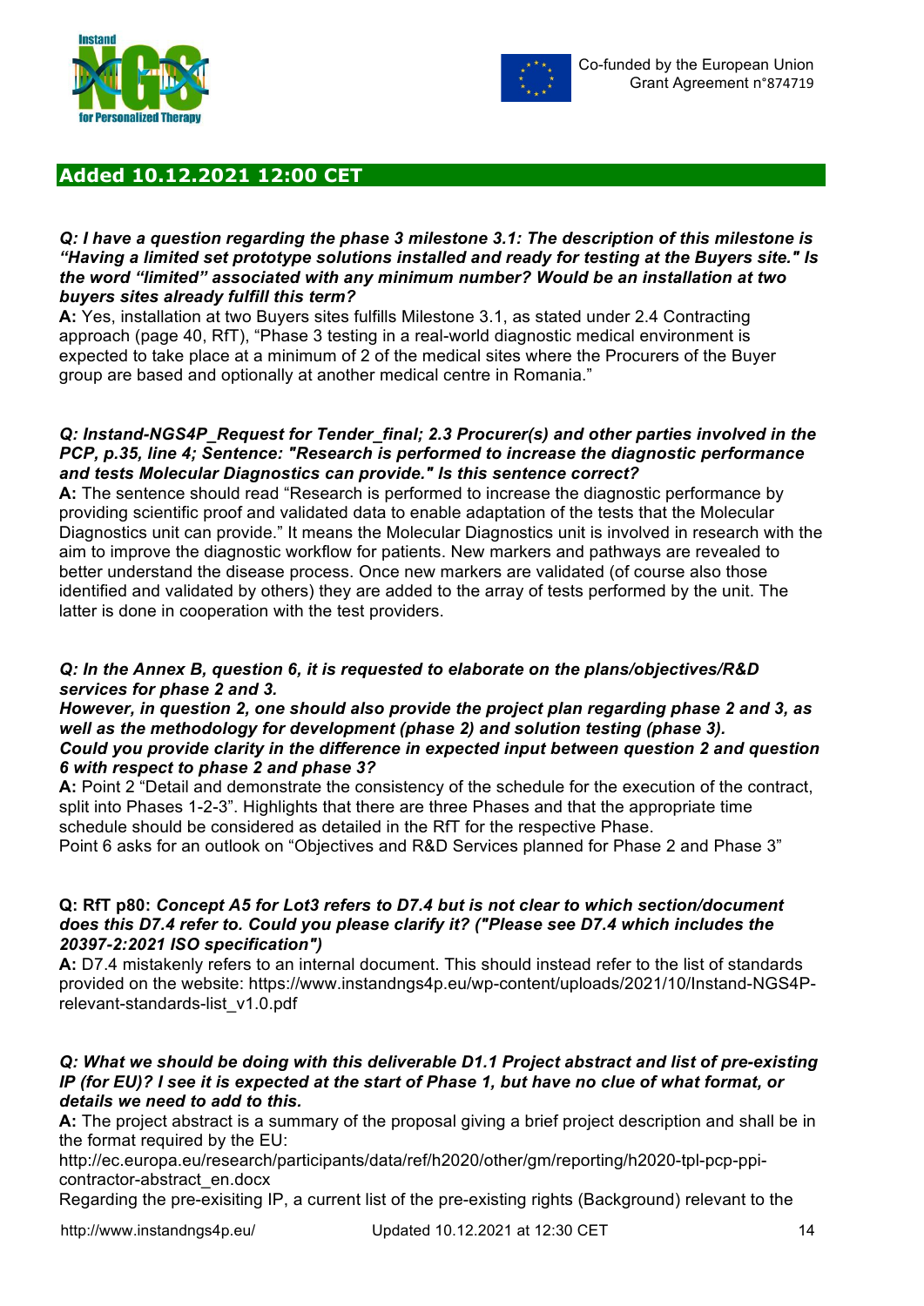## Added 10.12.2021 12:00 CET

***Q: I have a question regarding the phase 3 milestone 3.1: The description of this milestone is "Having a limited set prototype solutions installed and ready for testing at the Buyers site." Is the word "limited" associated with any minimum number? Would be an installation at two buyers sites already fulfill this term?***

**A:** Yes, installation at two Buyers sites fulfills Milestone 3.1, as stated under 2.4 Contracting approach (page 40, RfT), "Phase 3 testing in a real-world diagnostic medical environment is expected to take place at a minimum of 2 of the medical sites where the Procurers of the Buyer group are based and optionally at another medical centre in Romania."

***Q: Instand-NGS4P_Request for Tender_final; 2.3 Procurer(s) and other parties involved in the PCP, p.35, line 4; Sentence: "Research is performed to increase the diagnostic performance and tests Molecular Diagnostics can provide." Is this sentence correct?***

**A:** The sentence should read "Research is performed to increase the diagnostic performance by providing scientific proof and validated data to enable adaptation of the tests that the Molecular Diagnostics unit can provide." It means the Molecular Diagnostics unit is involved in research with the aim to improve the diagnostic workflow for patients. New markers and pathways are revealed to better understand the disease process. Once new markers are validated (of course also those identified and validated by others) they are added to the array of tests performed by the unit. The latter is done in cooperation with the test providers.

***Q: In the Annex B, question 6, it is requested to elaborate on the plans/objectives/R&D services for phase 2 and 3.***
***However, in question 2, one should also provide the project plan regarding phase 2 and 3, as well as the methodology for development (phase 2) and solution testing (phase 3).***
***Could you provide clarity in the difference in expected input between question 2 and question 6 with respect to phase 2 and phase 3?***

**A:** Point 2 "Detail and demonstrate the consistency of the schedule for the execution of the contract, split into Phases 1-2-3". Highlights that there are three Phases and that the appropriate time schedule should be considered as detailed in the RfT for the respective Phase.
Point 6 asks for an outlook on "Objectives and R&D Services planned for Phase 2 and Phase 3"

**Q: RfT p80:** ***Concept A5 for Lot3 refers to D7.4 but is not clear to which section/document does this D7.4 refer to. Could you please clarify it? ("Please see D7.4 which includes the 20397-2:2021 ISO specification")***

**A:** D7.4 mistakenly refers to an internal document. This should instead refer to the list of standards provided on the website: https://www.instandngs4p.eu/wp-content/uploads/2021/10/Instand-NGS4P-relevant-standards-list_v1.0.pdf

***Q: What we should be doing with this deliverable D1.1 Project abstract and list of pre-existing IP (for EU)? I see it is expected at the start of Phase 1, but have no clue of what format, or details we need to add to this.***

**A:** The project abstract is a summary of the proposal giving a brief project description and shall be in the format required by the EU:
http://ec.europa.eu/research/participants/data/ref/h2020/other/gm/reporting/h2020-tpl-pcp-ppi-contractor-abstract_en.docx
Regarding the pre-exisiting IP, a current list of the pre-existing rights (Background) relevant to the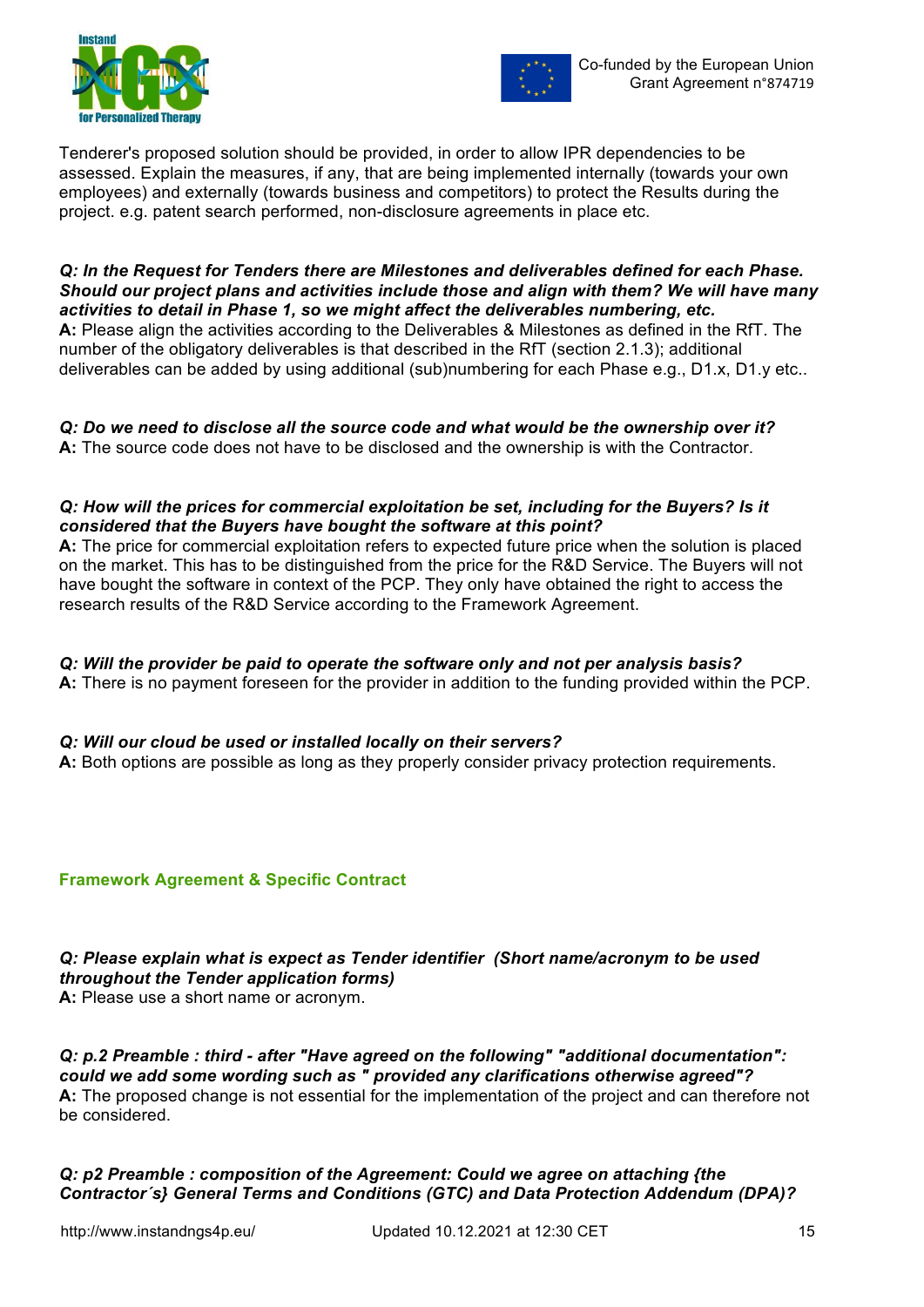Tenderer's proposed solution should be provided, in order to allow IPR dependencies to be assessed. Explain the measures, if any, that are being implemented internally (towards your own employees) and externally (towards business and competitors) to protect the Results during the project. e.g. patent search performed, non-disclosure agreements in place etc.

***Q: In the Request for Tenders there are Milestones and deliverables defined for each Phase. Should our project plans and activities include those and align with them? We will have many activities to detail in Phase 1, so we might affect the deliverables numbering, etc.***
**A:** Please align the activities according to the Deliverables & Milestones as defined in the RfT. The number of the obligatory deliverables is that described in the RfT (section 2.1.3); additional deliverables can be added by using additional (sub)numbering for each Phase e.g., D1.x, D1.y etc..

***Q: Do we need to disclose all the source code and what would be the ownership over it?***
**A:** The source code does not have to be disclosed and the ownership is with the Contractor.

***Q: How will the prices for commercial exploitation be set, including for the Buyers? Is it considered that the Buyers have bought the software at this point?***
**A:** The price for commercial exploitation refers to expected future price when the solution is placed on the market. This has to be distinguished from the price for the R&D Service. The Buyers will not have bought the software in context of the PCP. They only have obtained the right to access the research results of the R&D Service according to the Framework Agreement.

***Q: Will the provider be paid to operate the software only and not per analysis basis?***
**A:** There is no payment foreseen for the provider in addition to the funding provided within the PCP.

***Q: Will our cloud be used or installed locally on their servers?***
**A:** Both options are possible as long as they properly consider privacy protection requirements.

## Framework Agreement & Specific Contract

***Q: Please explain what is expect as Tender identifier (Short name/acronym to be used throughout the Tender application forms)***
**A:** Please use a short name or acronym.

***Q: p.2 Preamble : third - after "Have agreed on the following" "additional documentation": could we add some wording such as " provided any clarifications otherwise agreed"?***
**A:** The proposed change is not essential for the implementation of the project and can therefore not be considered.

***Q: p2 Preamble : composition of the Agreement: Could we agree on attaching {the Contractor´s} General Terms and Conditions (GTC) and Data Protection Addendum (DPA)?***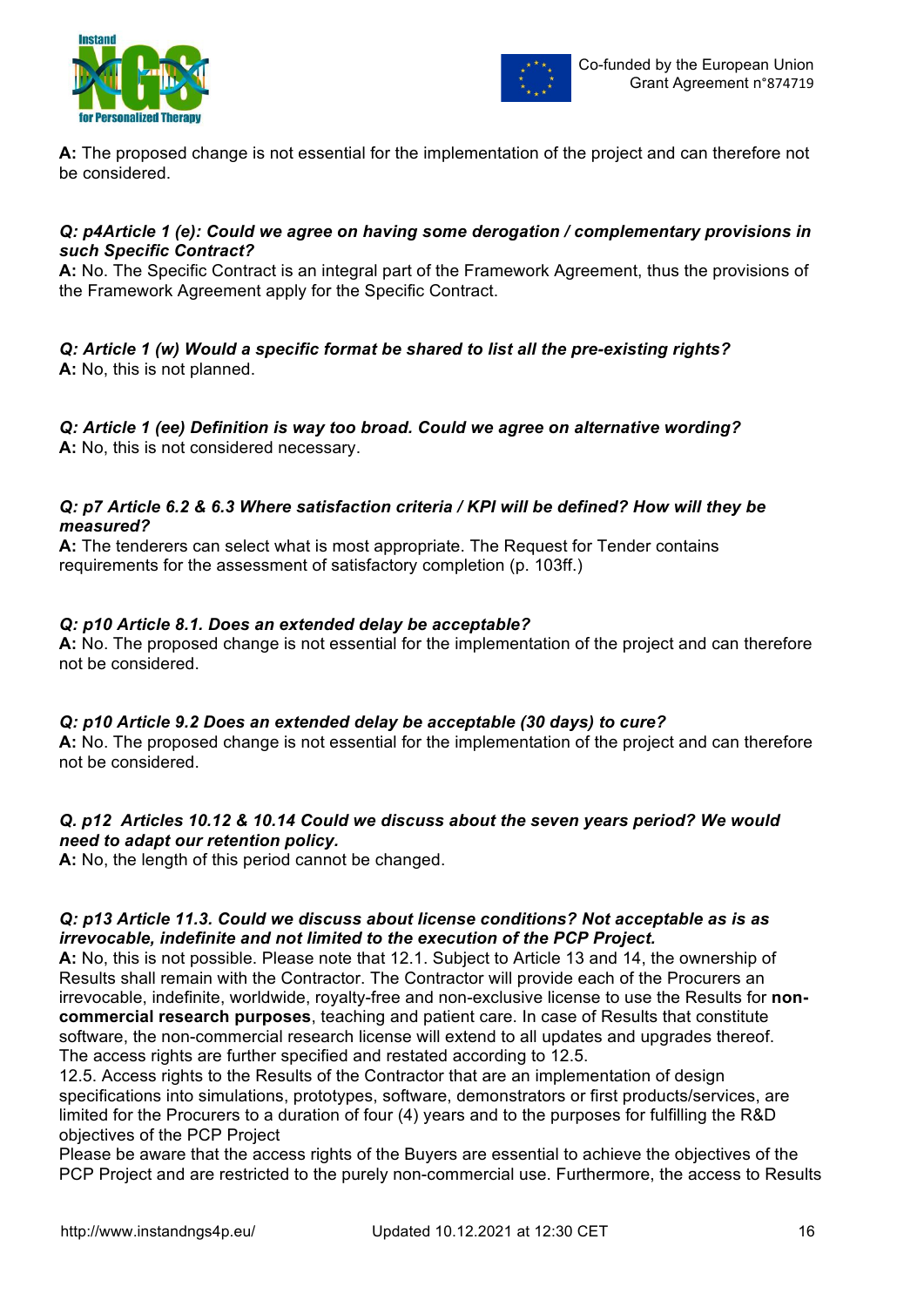**A:** The proposed change is not essential for the implementation of the project and can therefore not be considered.

***Q: p4Article 1 (e): Could we agree on having some derogation / complementary provisions in such Specific Contract?***
**A:** No. The Specific Contract is an integral part of the Framework Agreement, thus the provisions of the Framework Agreement apply for the Specific Contract.

***Q: Article 1 (w) Would a specific format be shared to list all the pre-existing rights?***
**A:** No, this is not planned.

***Q: Article 1 (ee) Definition is way too broad. Could we agree on alternative wording?***
**A:** No, this is not considered necessary.

***Q: p7 Article 6.2 & 6.3 Where satisfaction criteria / KPI will be defined? How will they be measured?***
**A:** The tenderers can select what is most appropriate. The Request for Tender contains requirements for the assessment of satisfactory completion (p. 103ff.)

***Q: p10 Article 8.1. Does an extended delay be acceptable?***
**A:** No. The proposed change is not essential for the implementation of the project and can therefore not be considered.

***Q: p10 Article 9.2 Does an extended delay be acceptable (30 days) to cure?***
**A:** No. The proposed change is not essential for the implementation of the project and can therefore not be considered.

***Q. p12 Articles 10.12 & 10.14 Could we discuss about the seven years period? We would need to adapt our retention policy.***
**A:** No, the length of this period cannot be changed.

***Q: p13 Article 11.3. Could we discuss about license conditions? Not acceptable as is as irrevocable, indefinite and not limited to the execution of the PCP Project.***
**A:** No, this is not possible. Please note that 12.1. Subject to Article 13 and 14, the ownership of Results shall remain with the Contractor. The Contractor will provide each of the Procurers an irrevocable, indefinite, worldwide, royalty-free and non-exclusive license to use the Results for **non-commercial research purposes**, teaching and patient care. In case of Results that constitute software, the non-commercial research license will extend to all updates and upgrades thereof. The access rights are further specified and restated according to 12.5.
12.5. Access rights to the Results of the Contractor that are an implementation of design specifications into simulations, prototypes, software, demonstrators or first products/services, are limited for the Procurers to a duration of four (4) years and to the purposes for fulfilling the R&D objectives of the PCP Project
Please be aware that the access rights of the Buyers are essential to achieve the objectives of the PCP Project and are restricted to the purely non-commercial use. Furthermore, the access to Results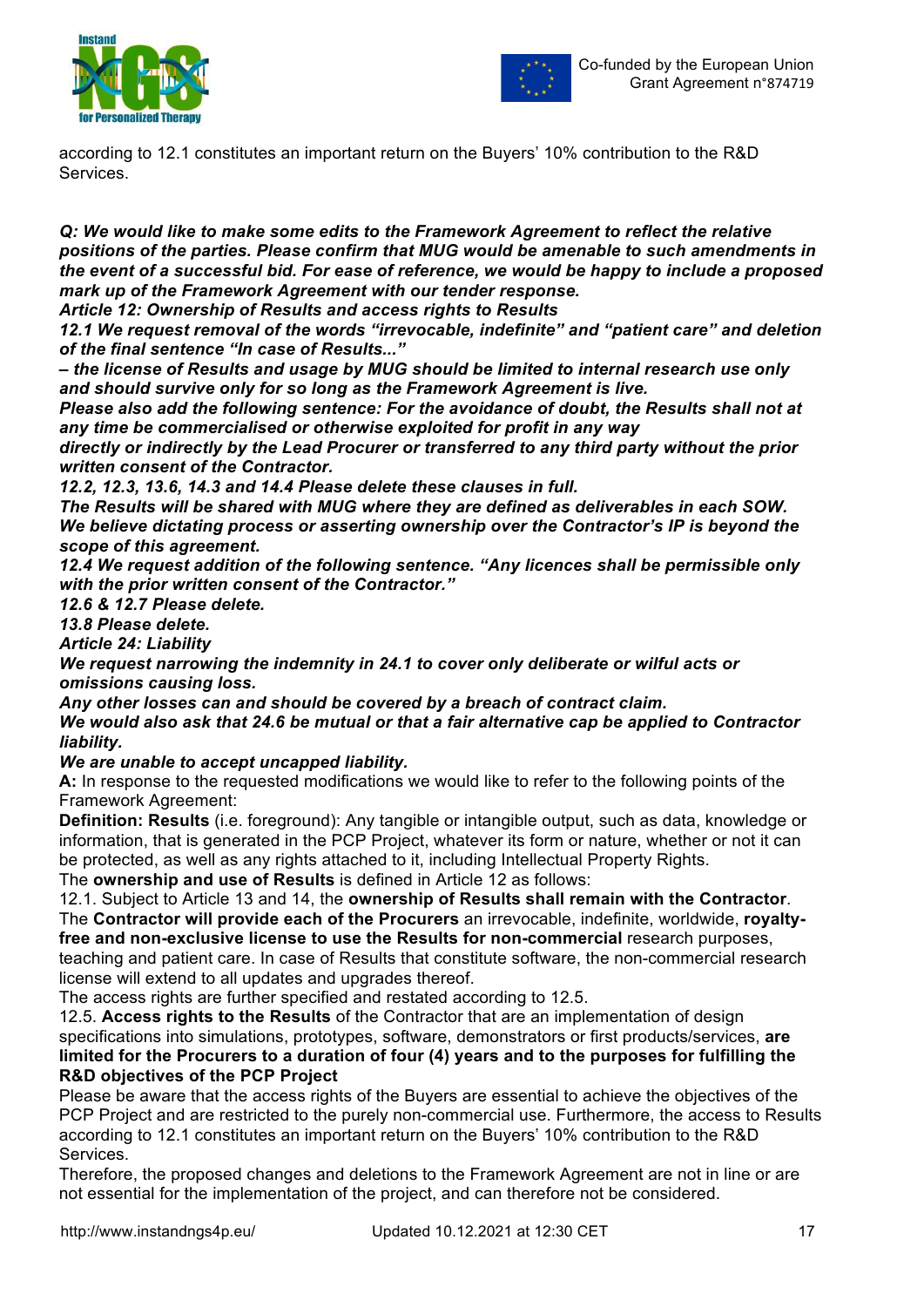according to 12.1 constitutes an important return on the Buyers' 10% contribution to the R&D Services.

***Q: We would like to make some edits to the Framework Agreement to reflect the relative positions of the parties. Please confirm that MUG would be amenable to such amendments in the event of a successful bid. For ease of reference, we would be happy to include a proposed mark up of the Framework Agreement with our tender response.***
***Article 12: Ownership of Results and access rights to Results***
***12.1 We request removal of the words "irrevocable, indefinite" and "patient care" and deletion of the final sentence "In case of Results..."***
***– the license of Results and usage by MUG should be limited to internal research use only and should survive only for so long as the Framework Agreement is live.***
***Please also add the following sentence: For the avoidance of doubt, the Results shall not at any time be commercialised or otherwise exploited for profit in any way directly or indirectly by the Lead Procurer or transferred to any third party without the prior written consent of the Contractor.***
***12.2, 12.3, 13.6, 14.3 and 14.4 Please delete these clauses in full.***
***The Results will be shared with MUG where they are defined as deliverables in each SOW. We believe dictating process or asserting ownership over the Contractor's IP is beyond the scope of this agreement.***
***12.4 We request addition of the following sentence. "Any licences shall be permissible only with the prior written consent of the Contractor."***
***12.6 & 12.7 Please delete.***
***13.8 Please delete.***
***Article 24: Liability***
***We request narrowing the indemnity in 24.1 to cover only deliberate or wilful acts or omissions causing loss.***
***Any other losses can and should be covered by a breach of contract claim.***
***We would also ask that 24.6 be mutual or that a fair alternative cap be applied to Contractor liability.***
***We are unable to accept uncapped liability.***

**A:** In response to the requested modifications we would like to refer to the following points of the Framework Agreement:

**Definition: Results** (i.e. foreground): Any tangible or intangible output, such as data, knowledge or information, that is generated in the PCP Project, whatever its form or nature, whether or not it can be protected, as well as any rights attached to it, including Intellectual Property Rights.

The **ownership and use of Results** is defined in Article 12 as follows:

12.1. Subject to Article 13 and 14, the **ownership of Results shall remain with the Contractor**. The **Contractor will provide each of the Procurers** an irrevocable, indefinite, worldwide, **royalty-free and non-exclusive license to use the Results for non-commercial** research purposes, teaching and patient care. In case of Results that constitute software, the non-commercial research license will extend to all updates and upgrades thereof.

The access rights are further specified and restated according to 12.5.

12.5. **Access rights to the Results** of the Contractor that are an implementation of design specifications into simulations, prototypes, software, demonstrators or first products/services, **are limited for the Procurers to a duration of four (4) years and to the purposes for fulfilling the R&D objectives of the PCP Project**

Please be aware that the access rights of the Buyers are essential to achieve the objectives of the PCP Project and are restricted to the purely non-commercial use. Furthermore, the access to Results according to 12.1 constitutes an important return on the Buyers' 10% contribution to the R&D Services.

Therefore, the proposed changes and deletions to the Framework Agreement are not in line or are not essential for the implementation of the project, and can therefore not be considered.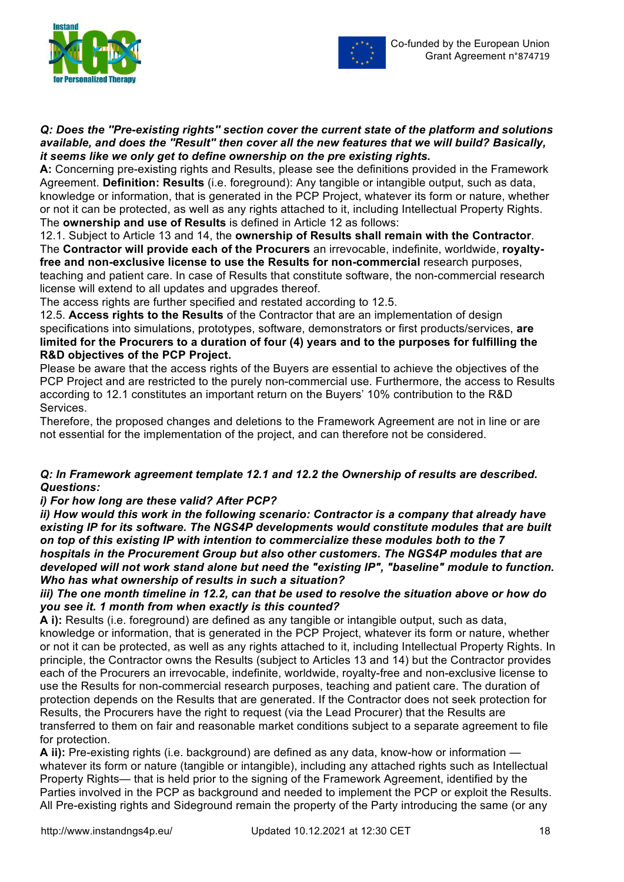***Q: Does the "Pre-existing rights" section cover the current state of the platform and solutions available, and does the "Result" then cover all the new features that we will build? Basically, it seems like we only get to define ownership on the pre existing rights.***

**A:** Concerning pre-existing rights and Results, please see the definitions provided in the Framework Agreement. **Definition: Results** (i.e. foreground): Any tangible or intangible output, such as data, knowledge or information, that is generated in the PCP Project, whatever its form or nature, whether or not it can be protected, as well as any rights attached to it, including Intellectual Property Rights. The **ownership and use of Results** is defined in Article 12 as follows:

12.1. Subject to Article 13 and 14, the **ownership of Results shall remain with the Contractor**. The **Contractor will provide each of the Procurers** an irrevocable, indefinite, worldwide, **royalty-free and non-exclusive license to use the Results for non-commercial** research purposes, teaching and patient care. In case of Results that constitute software, the non-commercial research license will extend to all updates and upgrades thereof.

The access rights are further specified and restated according to 12.5.

12.5. **Access rights to the Results** of the Contractor that are an implementation of design specifications into simulations, prototypes, software, demonstrators or first products/services, **are limited for the Procurers to a duration of four (4) years and to the purposes for fulfilling the R&D objectives of the PCP Project.**

Please be aware that the access rights of the Buyers are essential to achieve the objectives of the PCP Project and are restricted to the purely non-commercial use. Furthermore, the access to Results according to 12.1 constitutes an important return on the Buyers' 10% contribution to the R&D Services.

Therefore, the proposed changes and deletions to the Framework Agreement are not in line or are not essential for the implementation of the project, and can therefore not be considered.

***Q: In Framework agreement template 12.1 and 12.2 the Ownership of results are described. Questions:***

***i) For how long are these valid? After PCP?***

***ii) How would this work in the following scenario: Contractor is a company that already have existing IP for this software. The NGS4P developments would constitute modules that are built on top of this existing IP with intention to commercialize these modules both to the 7 hospitals in the Procurement Group but also other customers. The NGS4P modules that are developed will not work stand alone but need the "existing IP", "baseline" module to function. Who has what ownership of results in such a situation?***

***iii) The one month timeline in 12.2, can that be used to resolve the situation above or how do you see it. 1 month from when exactly is this counted?***

**A i):** Results (i.e. foreground) are defined as any tangible or intangible output, such as data, knowledge or information, that is generated in the PCP Project, whatever its form or nature, whether or not it can be protected, as well as any rights attached to it, including Intellectual Property Rights. In principle, the Contractor owns the Results (subject to Articles 13 and 14) but the Contractor provides each of the Procurers an irrevocable, indefinite, worldwide, royalty-free and non-exclusive license to use the Results for non-commercial research purposes, teaching and patient care. The duration of protection depends on the Results that are generated. If the Contractor does not seek protection for Results, the Procurers have the right to request (via the Lead Procurer) that the Results are transferred to them on fair and reasonable market conditions subject to a separate agreement to file for protection.

**A ii):** Pre-existing rights (i.e. background) are defined as any data, know-how or information — whatever its form or nature (tangible or intangible), including any attached rights such as Intellectual Property Rights— that is held prior to the signing of the Framework Agreement, identified by the Parties involved in the PCP as background and needed to implement the PCP or exploit the Results. All Pre-existing rights and Sideground remain the property of the Party introducing the same (or any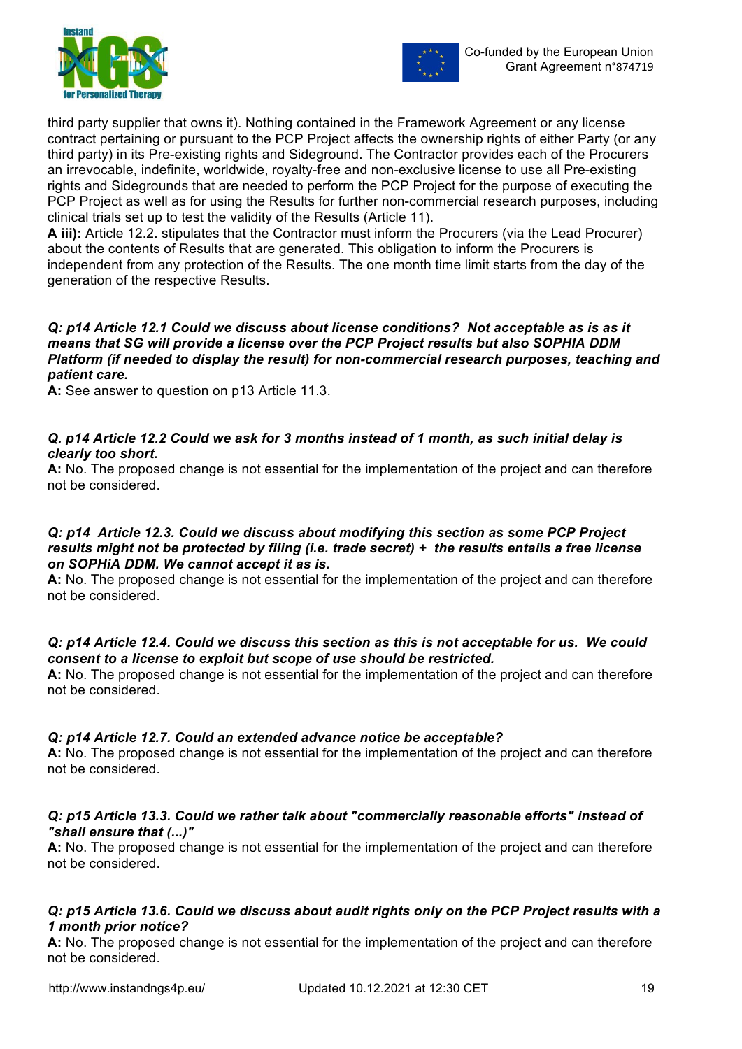third party supplier that owns it). Nothing contained in the Framework Agreement or any license contract pertaining or pursuant to the PCP Project affects the ownership rights of either Party (or any third party) in its Pre-existing rights and Sideground. The Contractor provides each of the Procurers an irrevocable, indefinite, worldwide, royalty-free and non-exclusive license to use all Pre-existing rights and Sidegrounds that are needed to perform the PCP Project for the purpose of executing the PCP Project as well as for using the Results for further non-commercial research purposes, including clinical trials set up to test the validity of the Results (Article 11).

**A iii):** Article 12.2. stipulates that the Contractor must inform the Procurers (via the Lead Procurer) about the contents of Results that are generated. This obligation to inform the Procurers is independent from any protection of the Results. The one month time limit starts from the day of the generation of the respective Results.

***Q: p14 Article 12.1 Could we discuss about license conditions? Not acceptable as is as it means that SG will provide a license over the PCP Project results but also SOPHIA DDM Platform (if needed to display the result) for non-commercial research purposes, teaching and patient care.***

**A:** See answer to question on p13 Article 11.3.

***Q. p14 Article 12.2 Could we ask for 3 months instead of 1 month, as such initial delay is clearly too short.***

**A:** No. The proposed change is not essential for the implementation of the project and can therefore not be considered.

***Q: p14 Article 12.3. Could we discuss about modifying this section as some PCP Project results might not be protected by filing (i.e. trade secret) + the results entails a free license on SOPHiA DDM. We cannot accept it as is.***

**A:** No. The proposed change is not essential for the implementation of the project and can therefore not be considered.

***Q: p14 Article 12.4. Could we discuss this section as this is not acceptable for us. We could consent to a license to exploit but scope of use should be restricted.***

**A:** No. The proposed change is not essential for the implementation of the project and can therefore not be considered.

***Q: p14 Article 12.7. Could an extended advance notice be acceptable?***

**A:** No. The proposed change is not essential for the implementation of the project and can therefore not be considered.

***Q: p15 Article 13.3. Could we rather talk about "commercially reasonable efforts" instead of "shall ensure that (...)"***

**A:** No. The proposed change is not essential for the implementation of the project and can therefore not be considered.

***Q: p15 Article 13.6. Could we discuss about audit rights only on the PCP Project results with a 1 month prior notice?***

**A:** No. The proposed change is not essential for the implementation of the project and can therefore not be considered.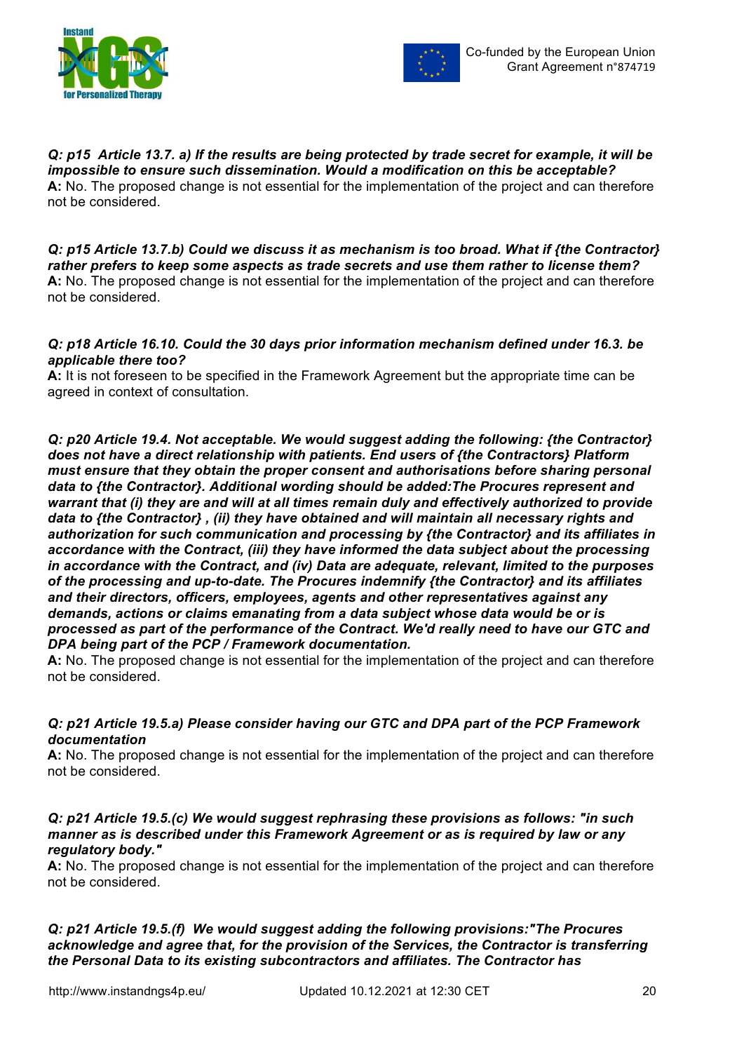***Q: p15 Article 13.7. a) If the results are being protected by trade secret for example, it will be impossible to ensure such dissemination. Would a modification on this be acceptable?***
**A:** No. The proposed change is not essential for the implementation of the project and can therefore not be considered.

***Q: p15 Article 13.7.b) Could we discuss it as mechanism is too broad. What if {the Contractor} rather prefers to keep some aspects as trade secrets and use them rather to license them?***
**A:** No. The proposed change is not essential for the implementation of the project and can therefore not be considered.

***Q: p18 Article 16.10. Could the 30 days prior information mechanism defined under 16.3. be applicable there too?***
**A:** It is not foreseen to be specified in the Framework Agreement but the appropriate time can be agreed in context of consultation.

***Q: p20 Article 19.4. Not acceptable. We would suggest adding the following: {the Contractor} does not have a direct relationship with patients. End users of {the Contractors} Platform must ensure that they obtain the proper consent and authorisations before sharing personal data to {the Contractor}. Additional wording should be added:The Procures represent and warrant that (i) they are and will at all times remain duly and effectively authorized to provide data to {the Contractor} , (ii) they have obtained and will maintain all necessary rights and authorization for such communication and processing by {the Contractor} and its affiliates in accordance with the Contract, (iii) they have informed the data subject about the processing in accordance with the Contract, and (iv) Data are adequate, relevant, limited to the purposes of the processing and up-to-date. The Procures indemnify {the Contractor} and its affiliates and their directors, officers, employees, agents and other representatives against any demands, actions or claims emanating from a data subject whose data would be or is processed as part of the performance of the Contract. We'd really need to have our GTC and DPA being part of the PCP / Framework documentation.***
**A:** No. The proposed change is not essential for the implementation of the project and can therefore not be considered.

***Q: p21 Article 19.5.a) Please consider having our GTC and DPA part of the PCP Framework documentation***
**A:** No. The proposed change is not essential for the implementation of the project and can therefore not be considered.

***Q: p21 Article 19.5.(c) We would suggest rephrasing these provisions as follows: "in such manner as is described under this Framework Agreement or as is required by law or any regulatory body."***
**A:** No. The proposed change is not essential for the implementation of the project and can therefore not be considered.

***Q: p21 Article 19.5.(f) We would suggest adding the following provisions:"The Procures acknowledge and agree that, for the provision of the Services, the Contractor is transferring the Personal Data to its existing subcontractors and affiliates. The Contractor has***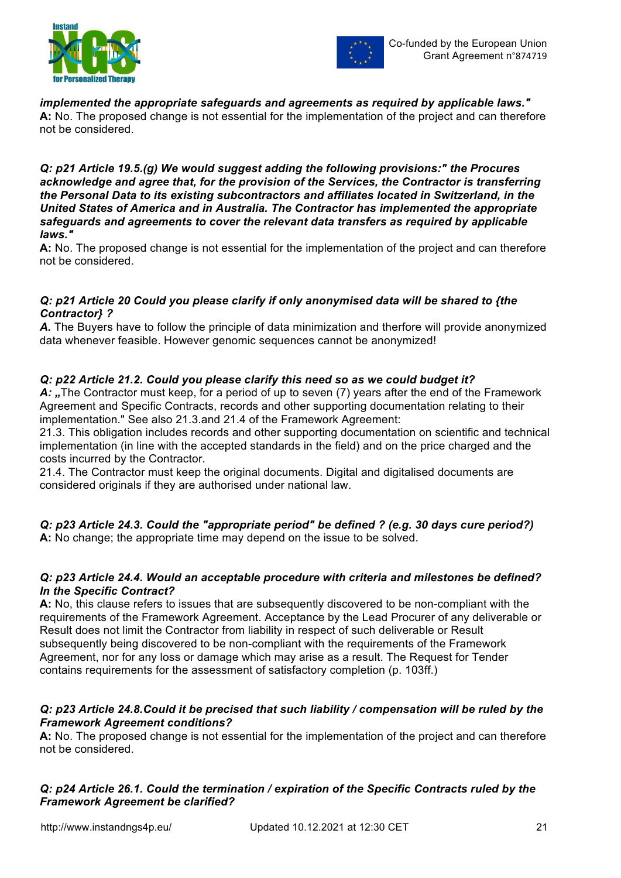***implemented the appropriate safeguards and agreements as required by applicable laws."***
**A:** No. The proposed change is not essential for the implementation of the project and can therefore not be considered.

***Q: p21 Article 19.5.(g) We would suggest adding the following provisions:" the Procures acknowledge and agree that, for the provision of the Services, the Contractor is transferring the Personal Data to its existing subcontractors and affiliates located in Switzerland, in the United States of America and in Australia. The Contractor has implemented the appropriate safeguards and agreements to cover the relevant data transfers as required by applicable laws."***
**A:** No. The proposed change is not essential for the implementation of the project and can therefore not be considered.

***Q: p21 Article 20 Could you please clarify if only anonymised data will be shared to {the Contractor} ?***
***A.*** The Buyers have to follow the principle of data minimization and therfore will provide anonymized data whenever feasible. However genomic sequences cannot be anonymized!

***Q: p22 Article 21.2. Could you please clarify this need so as we could budget it?***
***A:*** „The Contractor must keep, for a period of up to seven (7) years after the end of the Framework Agreement and Specific Contracts, records and other supporting documentation relating to their implementation." See also 21.3.and 21.4 of the Framework Agreement:
21.3. This obligation includes records and other supporting documentation on scientific and technical implementation (in line with the accepted standards in the field) and on the price charged and the costs incurred by the Contractor.
21.4. The Contractor must keep the original documents. Digital and digitalised documents are considered originals if they are authorised under national law.

***Q: p23 Article 24.3. Could the "appropriate period" be defined ? (e.g. 30 days cure period?)***
**A:** No change; the appropriate time may depend on the issue to be solved.

***Q: p23 Article 24.4. Would an acceptable procedure with criteria and milestones be defined? In the Specific Contract?***
**A:** No, this clause refers to issues that are subsequently discovered to be non-compliant with the requirements of the Framework Agreement. Acceptance by the Lead Procurer of any deliverable or Result does not limit the Contractor from liability in respect of such deliverable or Result subsequently being discovered to be non-compliant with the requirements of the Framework Agreement, nor for any loss or damage which may arise as a result. The Request for Tender contains requirements for the assessment of satisfactory completion (p. 103ff.)

***Q: p23 Article 24.8.Could it be precised that such liability / compensation will be ruled by the Framework Agreement conditions?***
**A:** No. The proposed change is not essential for the implementation of the project and can therefore not be considered.

***Q: p24 Article 26.1. Could the termination / expiration of the Specific Contracts ruled by the Framework Agreement be clarified?***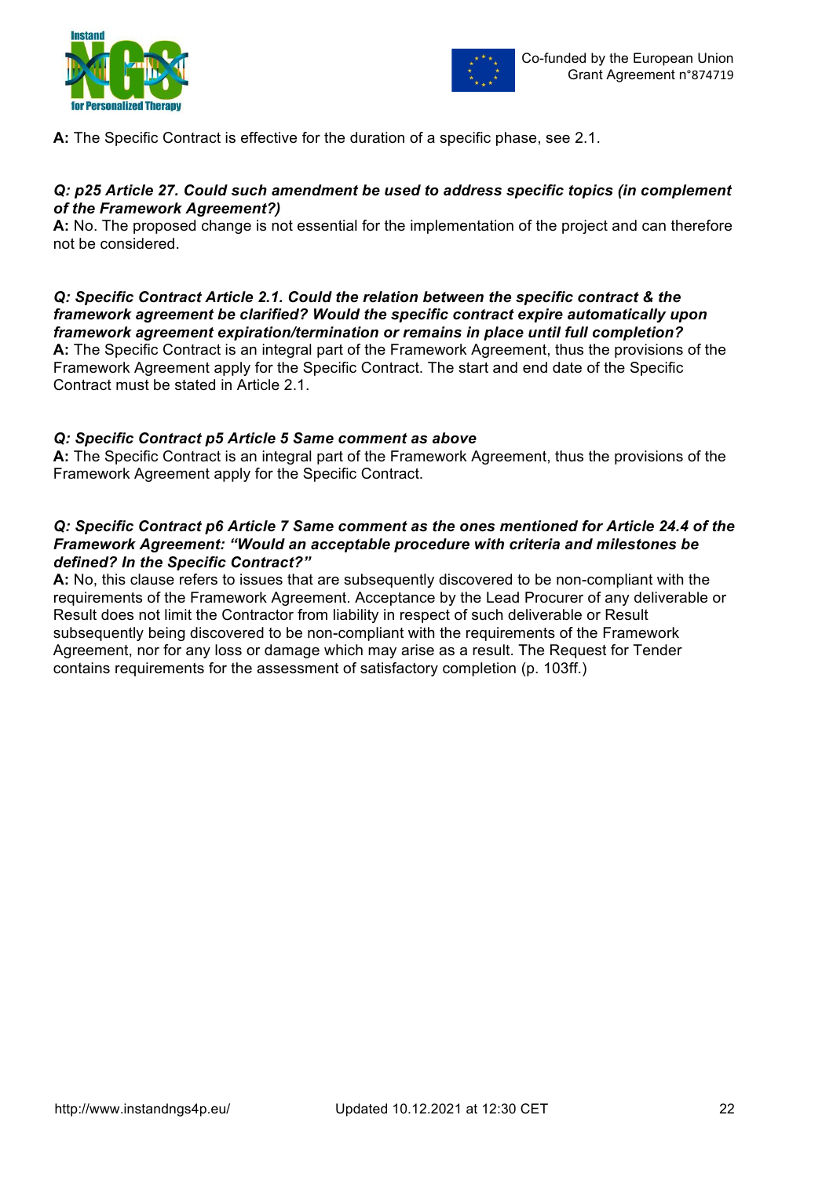**A:** The Specific Contract is effective for the duration of a specific phase, see 2.1.

***Q: p25 Article 27. Could such amendment be used to address specific topics (in complement of the Framework Agreement?)***
**A:** No. The proposed change is not essential for the implementation of the project and can therefore not be considered.

***Q: Specific Contract Article 2.1. Could the relation between the specific contract & the framework agreement be clarified? Would the specific contract expire automatically upon framework agreement expiration/termination or remains in place until full completion?***
**A:** The Specific Contract is an integral part of the Framework Agreement, thus the provisions of the Framework Agreement apply for the Specific Contract. The start and end date of the Specific Contract must be stated in Article 2.1.

***Q: Specific Contract p5 Article 5 Same comment as above***
**A:** The Specific Contract is an integral part of the Framework Agreement, thus the provisions of the Framework Agreement apply for the Specific Contract.

***Q: Specific Contract p6 Article 7 Same comment as the ones mentioned for Article 24.4 of the Framework Agreement: "Would an acceptable procedure with criteria and milestones be defined? In the Specific Contract?"***
**A:** No, this clause refers to issues that are subsequently discovered to be non-compliant with the requirements of the Framework Agreement. Acceptance by the Lead Procurer of any deliverable or Result does not limit the Contractor from liability in respect of such deliverable or Result subsequently being discovered to be non-compliant with the requirements of the Framework Agreement, nor for any loss or damage which may arise as a result. The Request for Tender contains requirements for the assessment of satisfactory completion (p. 103ff.)